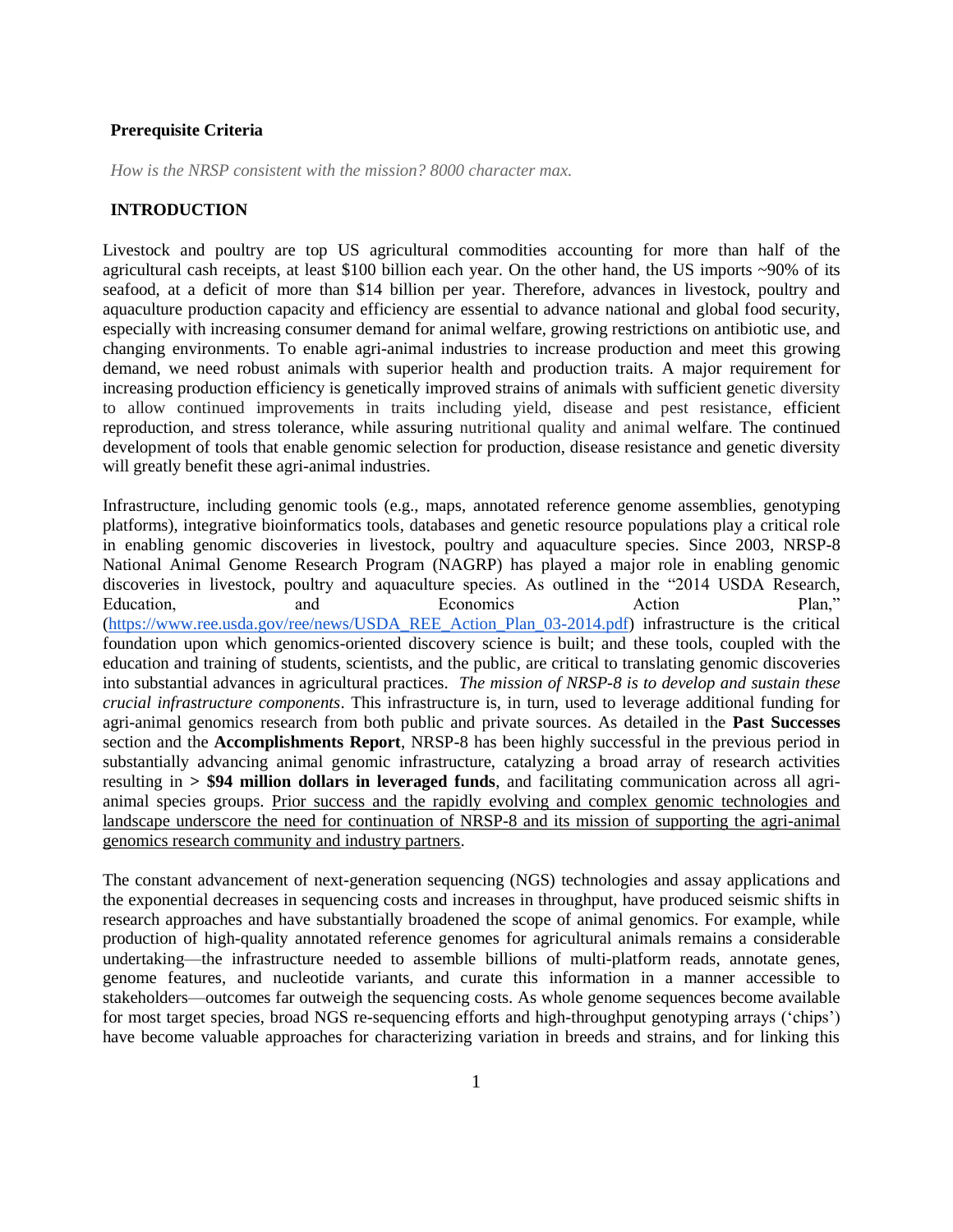**Prerequisite Criteria**

*How is the NRSP consistent with the mission? 8000 character max.*

**INTRODUCTION**

Livestock and poultry are top US agricultural commodities accounting for more than half of the agricultural cash receipts, at least $100 billion each year. On the other hand, the US imports ~90% of its seafood, at a deficit of more than $14 billion per year. Therefore, advances in livestock, poultry and aquaculture production capacity and efficiency are essential to advance national and global food security, especially with increasing consumer demand for animal welfare, growing restrictions on antibiotic use, and changing environments. To enable agri-animal industries to increase production and meet this growing demand, we need robust animals with superior health and production traits. A major requirement for increasing production efficiency is genetically improved strains of animals with sufficient genetic diversity to allow continued improvements in traits including yield, disease and pest resistance, efficient reproduction, and stress tolerance, while assuring nutritional quality and animal welfare. The continued development of tools that enable genomic selection for production, disease resistance and genetic diversity will greatly benefit these agri-animal industries.

Infrastructure, including genomic tools (e.g., maps, annotated reference genome assemblies, genotyping platforms), integrative bioinformatics tools, databases and genetic resource populations play a critical role in enabling genomic discoveries in livestock, poultry and aquaculture species. Since 2003, NRSP-8 National Animal Genome Research Program (NAGRP) has played a major role in enabling genomic discoveries in livestock, poultry and aquaculture species. As outlined in the "2014 USDA Research, Education, and Economics Action Plan," (https://www.ree.usda.gov/ree/news/USDA_REE_Action_Plan_03-2014.pdf) infrastructure is the critical foundation upon which genomics-oriented discovery science is built; and these tools, coupled with the education and training of students, scientists, and the public, are critical to translating genomic discoveries into substantial advances in agricultural practices. *The mission of NRSP-8 is to develop and sustain these crucial infrastructure components*. This infrastructure is, in turn, used to leverage additional funding for agri-animal genomics research from both public and private sources. As detailed in the **Past Successes** section and the **Accomplishments Report**, NRSP-8 has been highly successful in the previous period in substantially advancing animal genomic infrastructure, catalyzing a broad array of research activities resulting in **> $94 million dollars in leveraged funds**, and facilitating communication across all agri-animal species groups. Prior success and the rapidly evolving and complex genomic technologies and landscape underscore the need for continuation of NRSP-8 and its mission of supporting the agri-animal genomics research community and industry partners.

The constant advancement of next-generation sequencing (NGS) technologies and assay applications and the exponential decreases in sequencing costs and increases in throughput, have produced seismic shifts in research approaches and have substantially broadened the scope of animal genomics. For example, while production of high-quality annotated reference genomes for agricultural animals remains a considerable undertaking—the infrastructure needed to assemble billions of multi-platform reads, annotate genes, genome features, and nucleotide variants, and curate this information in a manner accessible to stakeholders—outcomes far outweigh the sequencing costs. As whole genome sequences become available for most target species, broad NGS re-sequencing efforts and high-throughput genotyping arrays ('chips') have become valuable approaches for characterizing variation in breeds and strains, and for linking this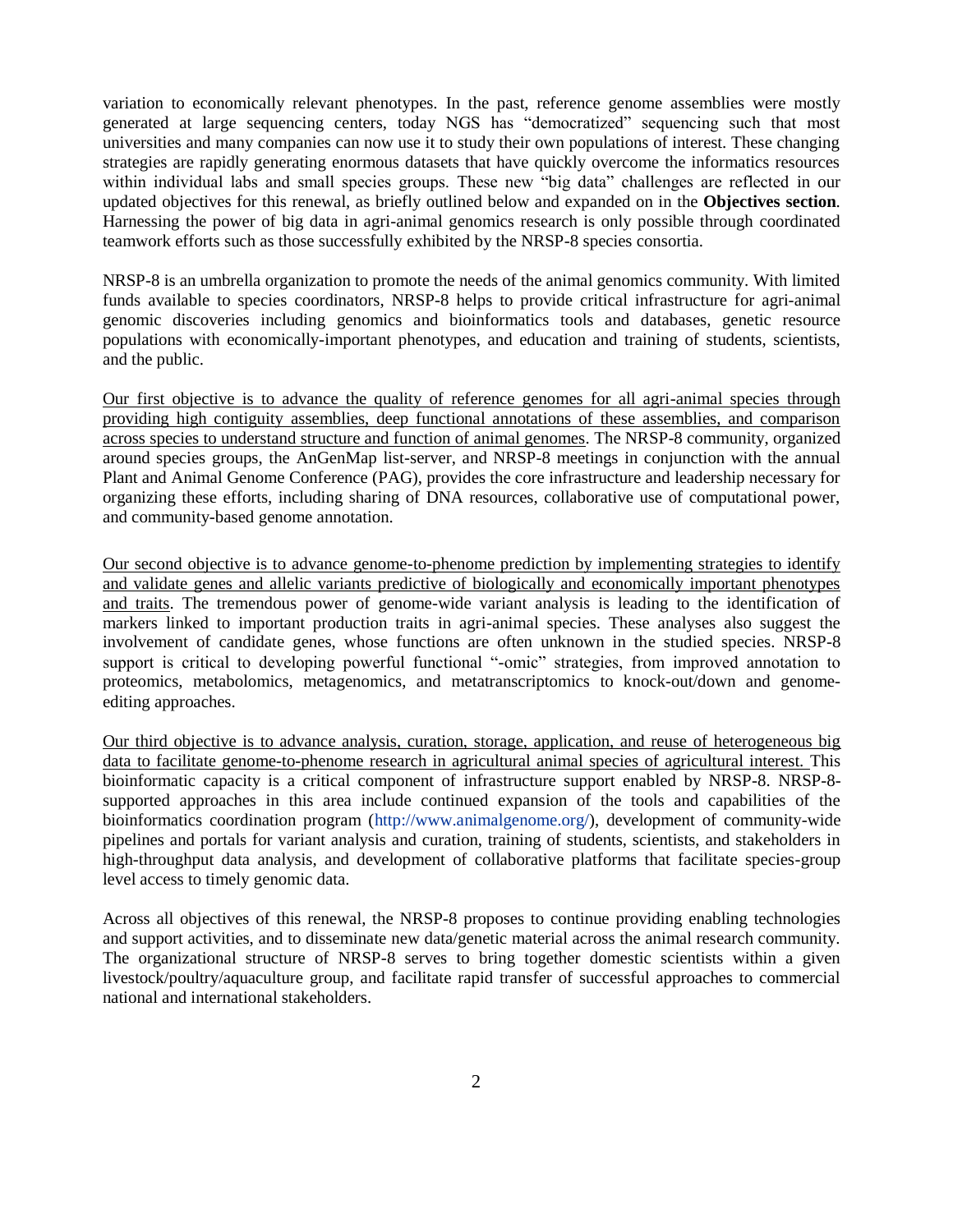variation to economically relevant phenotypes. In the past, reference genome assemblies were mostly generated at large sequencing centers, today NGS has "democratized" sequencing such that most universities and many companies can now use it to study their own populations of interest. These changing strategies are rapidly generating enormous datasets that have quickly overcome the informatics resources within individual labs and small species groups. These new "big data" challenges are reflected in our updated objectives for this renewal, as briefly outlined below and expanded on in the **Objectives section**. Harnessing the power of big data in agri-animal genomics research is only possible through coordinated teamwork efforts such as those successfully exhibited by the NRSP-8 species consortia.

NRSP-8 is an umbrella organization to promote the needs of the animal genomics community. With limited funds available to species coordinators, NRSP-8 helps to provide critical infrastructure for agri-animal genomic discoveries including genomics and bioinformatics tools and databases, genetic resource populations with economically-important phenotypes, and education and training of students, scientists, and the public.

<u>Our first objective is to advance the quality of reference genomes for all agri-animal species through providing high contiguity assemblies, deep functional annotations of these assemblies, and comparison across species to understand structure and function of animal genomes</u>. The NRSP-8 community, organized around species groups, the AnGenMap list-server, and NRSP-8 meetings in conjunction with the annual Plant and Animal Genome Conference (PAG), provides the core infrastructure and leadership necessary for organizing these efforts, including sharing of DNA resources, collaborative use of computational power, and community-based genome annotation.

<u>Our second objective is to advance genome-to-phenome prediction by implementing strategies to identify and validate genes and allelic variants predictive of biologically and economically important phenotypes and traits</u>. The tremendous power of genome-wide variant analysis is leading to the identification of markers linked to important production traits in agri-animal species. These analyses also suggest the involvement of candidate genes, whose functions are often unknown in the studied species. NRSP-8 support is critical to developing powerful functional "-omic" strategies, from improved annotation to proteomics, metabolomics, metagenomics, and metatranscriptomics to knock-out/down and genome-editing approaches.

<u>Our third objective is to advance analysis, curation, storage, application, and reuse of heterogeneous big data to facilitate genome-to-phenome research in agricultural animal species of agricultural interest.</u> This bioinformatic capacity is a critical component of infrastructure support enabled by NRSP-8. NRSP-8-supported approaches in this area include continued expansion of the tools and capabilities of the bioinformatics coordination program (http://www.animalgenome.org/), development of community-wide pipelines and portals for variant analysis and curation, training of students, scientists, and stakeholders in high-throughput data analysis, and development of collaborative platforms that facilitate species-group level access to timely genomic data.

Across all objectives of this renewal, the NRSP-8 proposes to continue providing enabling technologies and support activities, and to disseminate new data/genetic material across the animal research community. The organizational structure of NRSP-8 serves to bring together domestic scientists within a given livestock/poultry/aquaculture group, and facilitate rapid transfer of successful approaches to commercial national and international stakeholders.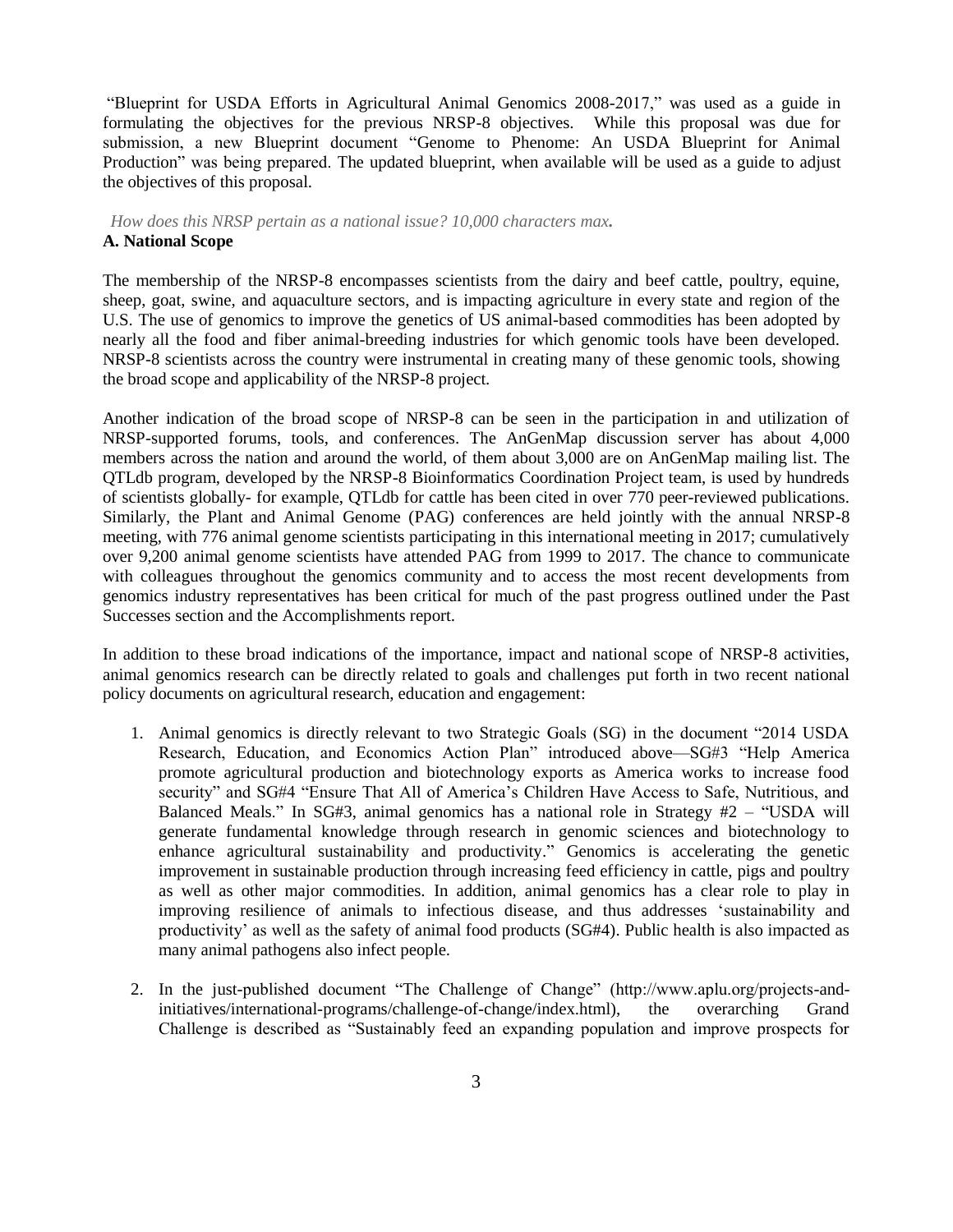"Blueprint for USDA Efforts in Agricultural Animal Genomics 2008-2017," was used as a guide in formulating the objectives for the previous NRSP-8 objectives. While this proposal was due for submission, a new Blueprint document "Genome to Phenome: An USDA Blueprint for Animal Production" was being prepared. The updated blueprint, when available will be used as a guide to adjust the objectives of this proposal.

*How does this NRSP pertain as a national issue? 10,000 characters max.*

**A. National Scope**

The membership of the NRSP-8 encompasses scientists from the dairy and beef cattle, poultry, equine, sheep, goat, swine, and aquaculture sectors, and is impacting agriculture in every state and region of the U.S. The use of genomics to improve the genetics of US animal-based commodities has been adopted by nearly all the food and fiber animal-breeding industries for which genomic tools have been developed. NRSP-8 scientists across the country were instrumental in creating many of these genomic tools, showing the broad scope and applicability of the NRSP-8 project.

Another indication of the broad scope of NRSP-8 can be seen in the participation in and utilization of NRSP-supported forums, tools, and conferences. The AnGenMap discussion server has about 4,000 members across the nation and around the world, of them about 3,000 are on AnGenMap mailing list. The QTLdb program, developed by the NRSP-8 Bioinformatics Coordination Project team, is used by hundreds of scientists globally- for example, QTLdb for cattle has been cited in over 770 peer-reviewed publications. Similarly, the Plant and Animal Genome (PAG) conferences are held jointly with the annual NRSP-8 meeting, with 776 animal genome scientists participating in this international meeting in 2017; cumulatively over 9,200 animal genome scientists have attended PAG from 1999 to 2017. The chance to communicate with colleagues throughout the genomics community and to access the most recent developments from genomics industry representatives has been critical for much of the past progress outlined under the Past Successes section and the Accomplishments report.

In addition to these broad indications of the importance, impact and national scope of NRSP-8 activities, animal genomics research can be directly related to goals and challenges put forth in two recent national policy documents on agricultural research, education and engagement:

1. Animal genomics is directly relevant to two Strategic Goals (SG) in the document "2014 USDA Research, Education, and Economics Action Plan" introduced above—SG#3 "Help America promote agricultural production and biotechnology exports as America works to increase food security" and SG#4 "Ensure That All of America's Children Have Access to Safe, Nutritious, and Balanced Meals." In SG#3, animal genomics has a national role in Strategy #2 – "USDA will generate fundamental knowledge through research in genomic sciences and biotechnology to enhance agricultural sustainability and productivity." Genomics is accelerating the genetic improvement in sustainable production through increasing feed efficiency in cattle, pigs and poultry as well as other major commodities. In addition, animal genomics has a clear role to play in improving resilience of animals to infectious disease, and thus addresses 'sustainability and productivity' as well as the safety of animal food products (SG#4). Public health is also impacted as many animal pathogens also infect people.

2. In the just-published document "The Challenge of Change" (http://www.aplu.org/projects-and-initiatives/international-programs/challenge-of-change/index.html), the overarching Grand Challenge is described as "Sustainably feed an expanding population and improve prospects for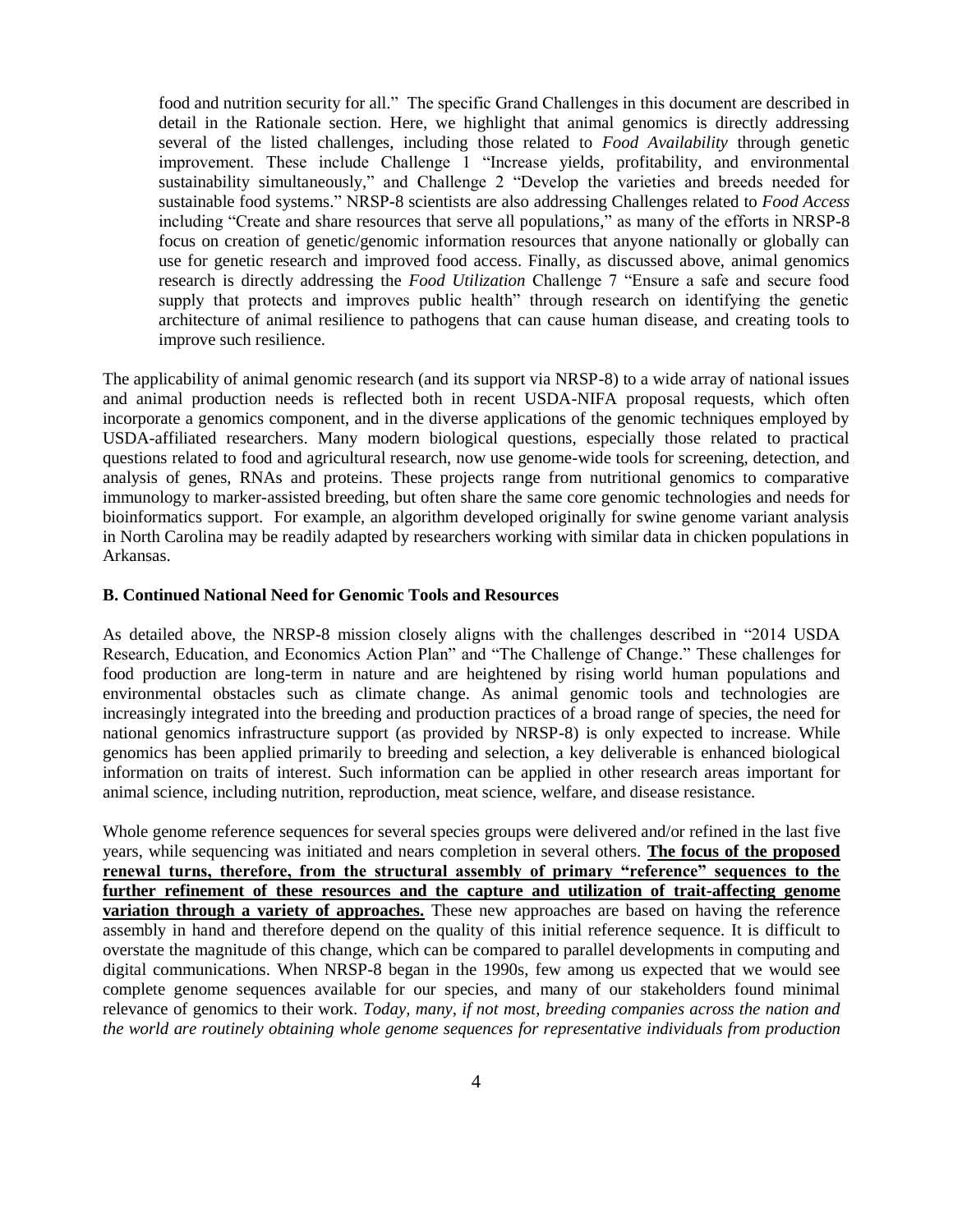> food and nutrition security for all." The specific Grand Challenges in this document are described in detail in the Rationale section. Here, we highlight that animal genomics is directly addressing several of the listed challenges, including those related to *Food Availability* through genetic improvement. These include Challenge 1 "Increase yields, profitability, and environmental sustainability simultaneously," and Challenge 2 "Develop the varieties and breeds needed for sustainable food systems." NRSP-8 scientists are also addressing Challenges related to *Food Access* including "Create and share resources that serve all populations," as many of the efforts in NRSP-8 focus on creation of genetic/genomic information resources that anyone nationally or globally can use for genetic research and improved food access. Finally, as discussed above, animal genomics research is directly addressing the *Food Utilization* Challenge 7 "Ensure a safe and secure food supply that protects and improves public health" through research on identifying the genetic architecture of animal resilience to pathogens that can cause human disease, and creating tools to improve such resilience.

The applicability of animal genomic research (and its support via NRSP-8) to a wide array of national issues and animal production needs is reflected both in recent USDA-NIFA proposal requests, which often incorporate a genomics component, and in the diverse applications of the genomic techniques employed by USDA-affiliated researchers. Many modern biological questions, especially those related to practical questions related to food and agricultural research, now use genome-wide tools for screening, detection, and analysis of genes, RNAs and proteins. These projects range from nutritional genomics to comparative immunology to marker-assisted breeding, but often share the same core genomic technologies and needs for bioinformatics support. For example, an algorithm developed originally for swine genome variant analysis in North Carolina may be readily adapted by researchers working with similar data in chicken populations in Arkansas.

**B. Continued National Need for Genomic Tools and Resources**

As detailed above, the NRSP-8 mission closely aligns with the challenges described in "2014 USDA Research, Education, and Economics Action Plan" and "The Challenge of Change." These challenges for food production are long-term in nature and are heightened by rising world human populations and environmental obstacles such as climate change. As animal genomic tools and technologies are increasingly integrated into the breeding and production practices of a broad range of species, the need for national genomics infrastructure support (as provided by NRSP-8) is only expected to increase. While genomics has been applied primarily to breeding and selection, a key deliverable is enhanced biological information on traits of interest. Such information can be applied in other research areas important for animal science, including nutrition, reproduction, meat science, welfare, and disease resistance.

Whole genome reference sequences for several species groups were delivered and/or refined in the last five years, while sequencing was initiated and nears completion in several others. **The focus of the proposed renewal turns, therefore, from the structural assembly of primary "reference" sequences to the further refinement of these resources and the capture and utilization of trait-affecting genome variation through a variety of approaches.** These new approaches are based on having the reference assembly in hand and therefore depend on the quality of this initial reference sequence. It is difficult to overstate the magnitude of this change, which can be compared to parallel developments in computing and digital communications. When NRSP-8 began in the 1990s, few among us expected that we would see complete genome sequences available for our species, and many of our stakeholders found minimal relevance of genomics to their work. *Today, many, if not most, breeding companies across the nation and the world are routinely obtaining whole genome sequences for representative individuals from production*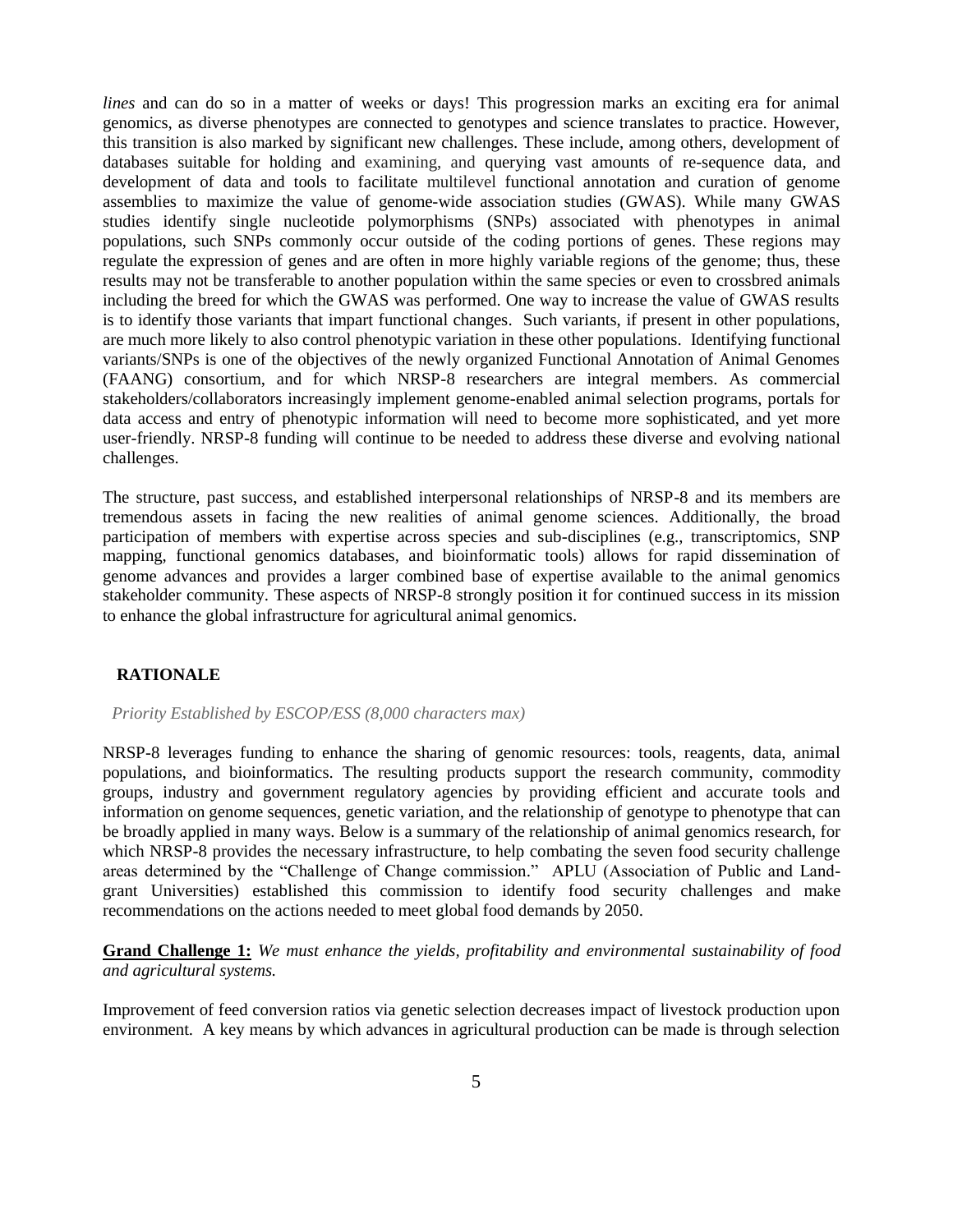*lines* and can do so in a matter of weeks or days! This progression marks an exciting era for animal genomics, as diverse phenotypes are connected to genotypes and science translates to practice. However, this transition is also marked by significant new challenges. These include, among others, development of databases suitable for holding and examining, and querying vast amounts of re-sequence data, and development of data and tools to facilitate multilevel functional annotation and curation of genome assemblies to maximize the value of genome-wide association studies (GWAS). While many GWAS studies identify single nucleotide polymorphisms (SNPs) associated with phenotypes in animal populations, such SNPs commonly occur outside of the coding portions of genes. These regions may regulate the expression of genes and are often in more highly variable regions of the genome; thus, these results may not be transferable to another population within the same species or even to crossbred animals including the breed for which the GWAS was performed. One way to increase the value of GWAS results is to identify those variants that impart functional changes. Such variants, if present in other populations, are much more likely to also control phenotypic variation in these other populations. Identifying functional variants/SNPs is one of the objectives of the newly organized Functional Annotation of Animal Genomes (FAANG) consortium, and for which NRSP-8 researchers are integral members. As commercial stakeholders/collaborators increasingly implement genome-enabled animal selection programs, portals for data access and entry of phenotypic information will need to become more sophisticated, and yet more user-friendly. NRSP-8 funding will continue to be needed to address these diverse and evolving national challenges.

The structure, past success, and established interpersonal relationships of NRSP-8 and its members are tremendous assets in facing the new realities of animal genome sciences. Additionally, the broad participation of members with expertise across species and sub-disciplines (e.g., transcriptomics, SNP mapping, functional genomics databases, and bioinformatic tools) allows for rapid dissemination of genome advances and provides a larger combined base of expertise available to the animal genomics stakeholder community. These aspects of NRSP-8 strongly position it for continued success in its mission to enhance the global infrastructure for agricultural animal genomics.

## RATIONALE

*Priority Established by ESCOP/ESS (8,000 characters max)*

NRSP-8 leverages funding to enhance the sharing of genomic resources: tools, reagents, data, animal populations, and bioinformatics. The resulting products support the research community, commodity groups, industry and government regulatory agencies by providing efficient and accurate tools and information on genome sequences, genetic variation, and the relationship of genotype to phenotype that can be broadly applied in many ways. Below is a summary of the relationship of animal genomics research, for which NRSP-8 provides the necessary infrastructure, to help combating the seven food security challenge areas determined by the "Challenge of Change commission." APLU (Association of Public and Land-grant Universities) established this commission to identify food security challenges and make recommendations on the actions needed to meet global food demands by 2050.

**Grand Challenge 1:** *We must enhance the yields, profitability and environmental sustainability of food and agricultural systems.*

Improvement of feed conversion ratios via genetic selection decreases impact of livestock production upon environment. A key means by which advances in agricultural production can be made is through selection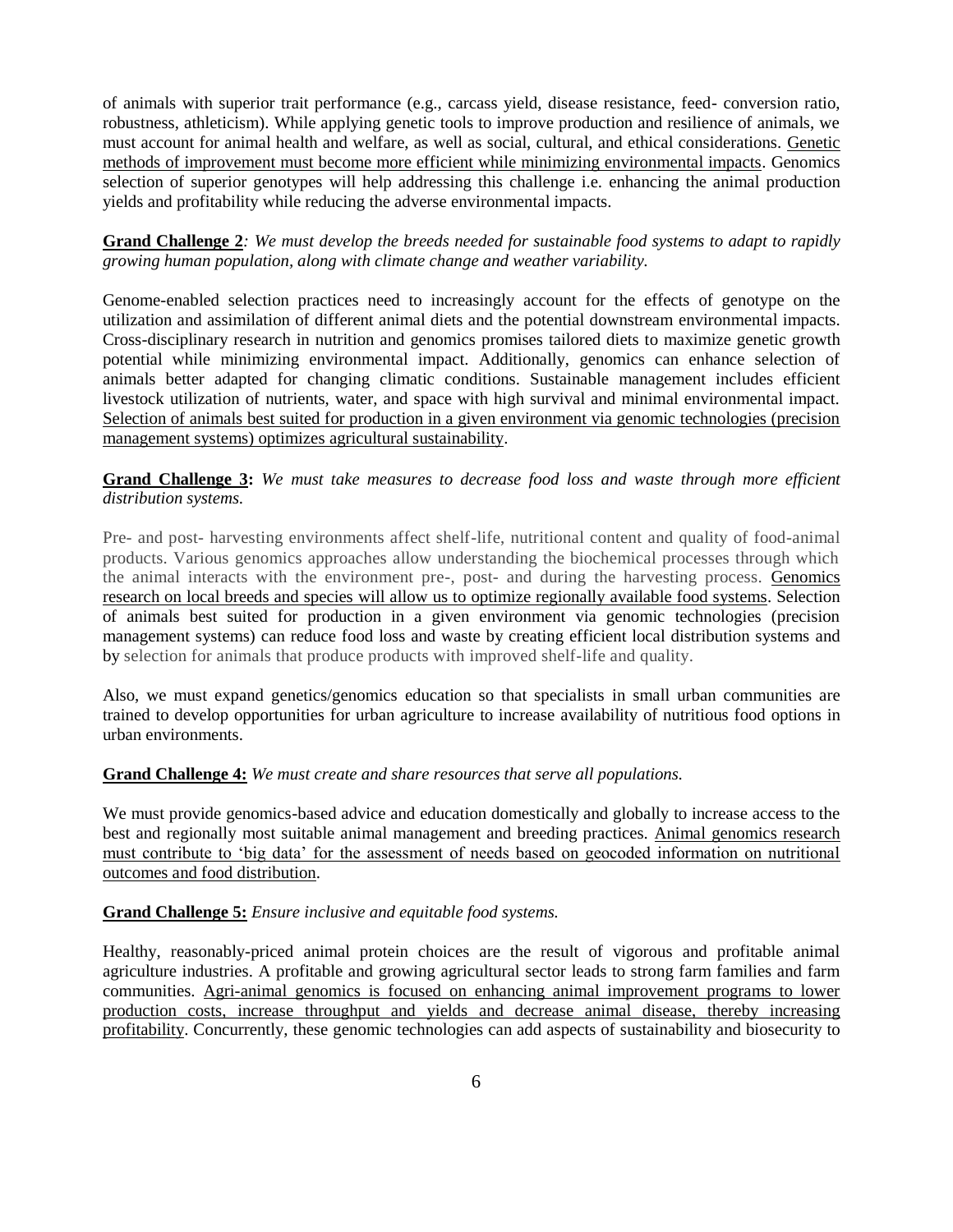of animals with superior trait performance (e.g., carcass yield, disease resistance, feed- conversion ratio, robustness, athleticism). While applying genetic tools to improve production and resilience of animals, we must account for animal health and welfare, as well as social, cultural, and ethical considerations. <u>Genetic methods of improvement must become more efficient while minimizing environmental impacts</u>. Genomics selection of superior genotypes will help addressing this challenge i.e. enhancing the animal production yields and profitability while reducing the adverse environmental impacts.

**<u>Grand Challenge 2</u>***: We must develop the breeds needed for sustainable food systems to adapt to rapidly growing human population, along with climate change and weather variability.*

Genome-enabled selection practices need to increasingly account for the effects of genotype on the utilization and assimilation of different animal diets and the potential downstream environmental impacts. Cross-disciplinary research in nutrition and genomics promises tailored diets to maximize genetic growth potential while minimizing environmental impact. Additionally, genomics can enhance selection of animals better adapted for changing climatic conditions. Sustainable management includes efficient livestock utilization of nutrients, water, and space with high survival and minimal environmental impact. <u>Selection of animals best suited for production in a given environment via genomic technologies (precision management systems) optimizes agricultural sustainability</u>.

**<u>Grand Challenge 3</u>:** *We must take measures to decrease food loss and waste through more efficient distribution systems.*

Pre- and post- harvesting environments affect shelf-life, nutritional content and quality of food-animal products. Various genomics approaches allow understanding the biochemical processes through which the animal interacts with the environment pre-, post- and during the harvesting process. <u>Genomics research on local breeds and species will allow us to optimize regionally available food systems</u>. Selection of animals best suited for production in a given environment via genomic technologies (precision management systems) can reduce food loss and waste by creating efficient local distribution systems and by selection for animals that produce products with improved shelf-life and quality.

Also, we must expand genetics/genomics education so that specialists in small urban communities are trained to develop opportunities for urban agriculture to increase availability of nutritious food options in urban environments.

**<u>Grand Challenge 4:</u>** *We must create and share resources that serve all populations.*

We must provide genomics-based advice and education domestically and globally to increase access to the best and regionally most suitable animal management and breeding practices. <u>Animal genomics research must contribute to 'big data' for the assessment of needs based on geocoded information on nutritional outcomes and food distribution</u>.

**<u>Grand Challenge 5:</u>** *Ensure inclusive and equitable food systems.*

Healthy, reasonably-priced animal protein choices are the result of vigorous and profitable animal agriculture industries. A profitable and growing agricultural sector leads to strong farm families and farm communities. <u>Agri-animal genomics is focused on enhancing animal improvement programs to lower production costs, increase throughput and yields and decrease animal disease, thereby increasing profitability</u>. Concurrently, these genomic technologies can add aspects of sustainability and biosecurity to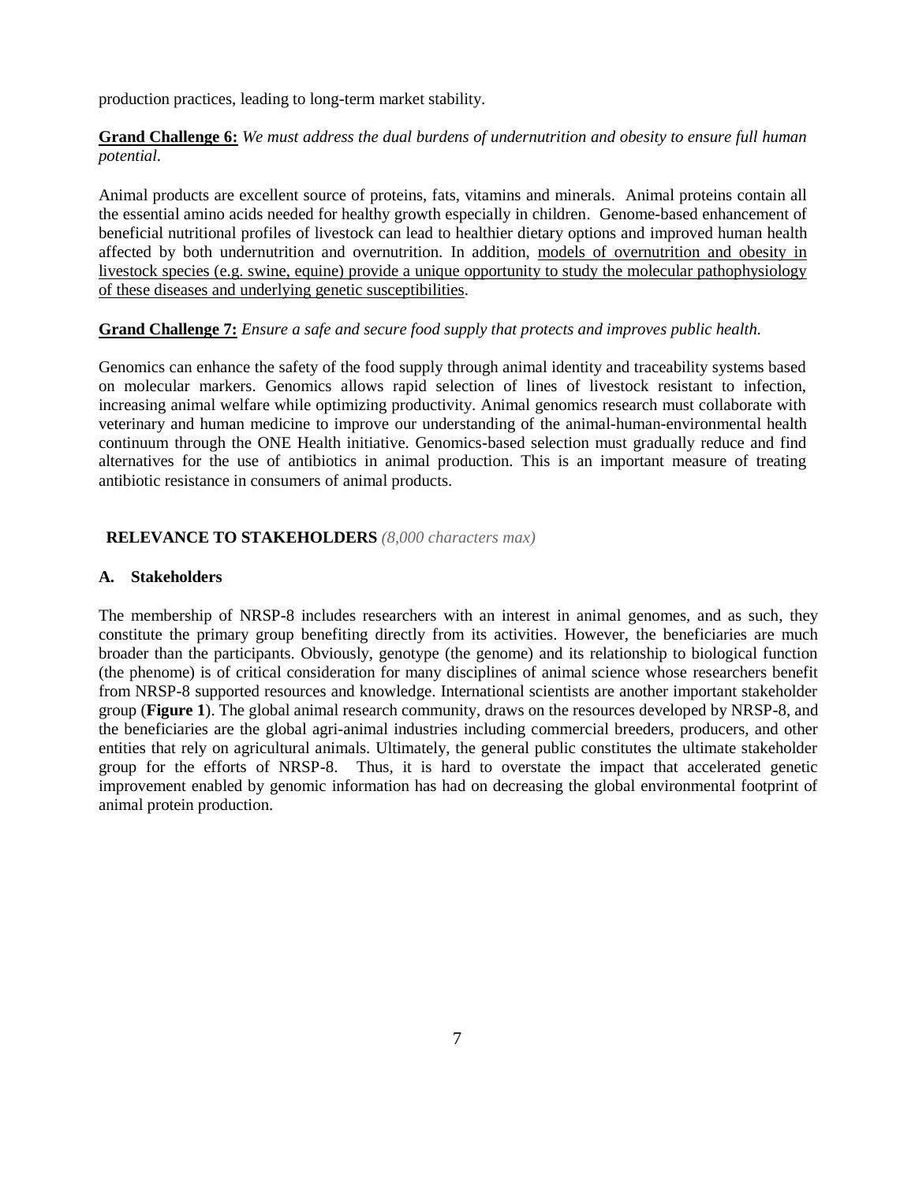production practices, leading to long-term market stability.

**<u>Grand Challenge 6:</u>** *We must address the dual burdens of undernutrition and obesity to ensure full human potential.*

Animal products are excellent source of proteins, fats, vitamins and minerals. Animal proteins contain all the essential amino acids needed for healthy growth especially in children. Genome-based enhancement of beneficial nutritional profiles of livestock can lead to healthier dietary options and improved human health affected by both undernutrition and overnutrition. In addition, <u>models of overnutrition and obesity in livestock species (e.g. swine, equine) provide a unique opportunity to study the molecular pathophysiology of these diseases and underlying genetic susceptibilities</u>.

**<u>Grand Challenge 7:</u>** *Ensure a safe and secure food supply that protects and improves public health.*

Genomics can enhance the safety of the food supply through animal identity and traceability systems based on molecular markers. Genomics allows rapid selection of lines of livestock resistant to infection, increasing animal welfare while optimizing productivity. Animal genomics research must collaborate with veterinary and human medicine to improve our understanding of the animal-human-environmental health continuum through the ONE Health initiative. Genomics-based selection must gradually reduce and find alternatives for the use of antibiotics in animal production. This is an important measure of treating antibiotic resistance in consumers of animal products.

## RELEVANCE TO STAKEHOLDERS *(8,000 characters max)*

### A. Stakeholders

The membership of NRSP-8 includes researchers with an interest in animal genomes, and as such, they constitute the primary group benefiting directly from its activities. However, the beneficiaries are much broader than the participants. Obviously, genotype (the genome) and its relationship to biological function (the phenome) is of critical consideration for many disciplines of animal science whose researchers benefit from NRSP-8 supported resources and knowledge. International scientists are another important stakeholder group (**Figure 1**). The global animal research community, draws on the resources developed by NRSP-8, and the beneficiaries are the global agri-animal industries including commercial breeders, producers, and other entities that rely on agricultural animals. Ultimately, the general public constitutes the ultimate stakeholder group for the efforts of NRSP-8. Thus, it is hard to overstate the impact that accelerated genetic improvement enabled by genomic information has had on decreasing the global environmental footprint of animal protein production.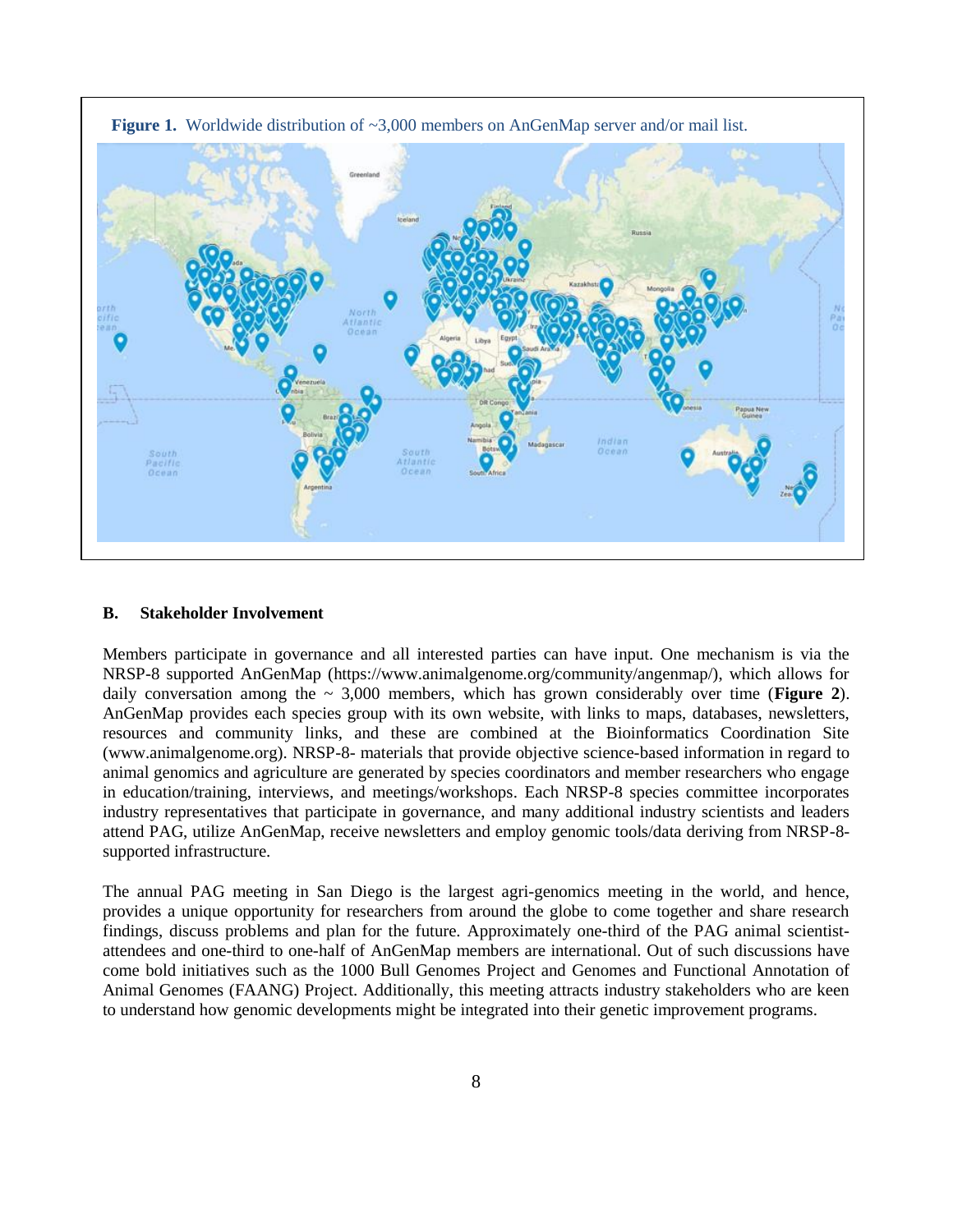**Figure 1.** Worldwide distribution of ~3,000 members on AnGenMap server and/or mail list.

### B. Stakeholder Involvement

Members participate in governance and all interested parties can have input. One mechanism is via the NRSP-8 supported AnGenMap (https://www.animalgenome.org/community/angenmap/), which allows for daily conversation among the ~ 3,000 members, which has grown considerably over time (**Figure 2**). AnGenMap provides each species group with its own website, with links to maps, databases, newsletters, resources and community links, and these are combined at the Bioinformatics Coordination Site (www.animalgenome.org). NRSP-8- materials that provide objective science-based information in regard to animal genomics and agriculture are generated by species coordinators and member researchers who engage in education/training, interviews, and meetings/workshops. Each NRSP-8 species committee incorporates industry representatives that participate in governance, and many additional industry scientists and leaders attend PAG, utilize AnGenMap, receive newsletters and employ genomic tools/data deriving from NRSP-8-supported infrastructure.

The annual PAG meeting in San Diego is the largest agri-genomics meeting in the world, and hence, provides a unique opportunity for researchers from around the globe to come together and share research findings, discuss problems and plan for the future. Approximately one-third of the PAG animal scientist-attendees and one-third to one-half of AnGenMap members are international. Out of such discussions have come bold initiatives such as the 1000 Bull Genomes Project and Genomes and Functional Annotation of Animal Genomes (FAANG) Project. Additionally, this meeting attracts industry stakeholders who are keen to understand how genomic developments might be integrated into their genetic improvement programs.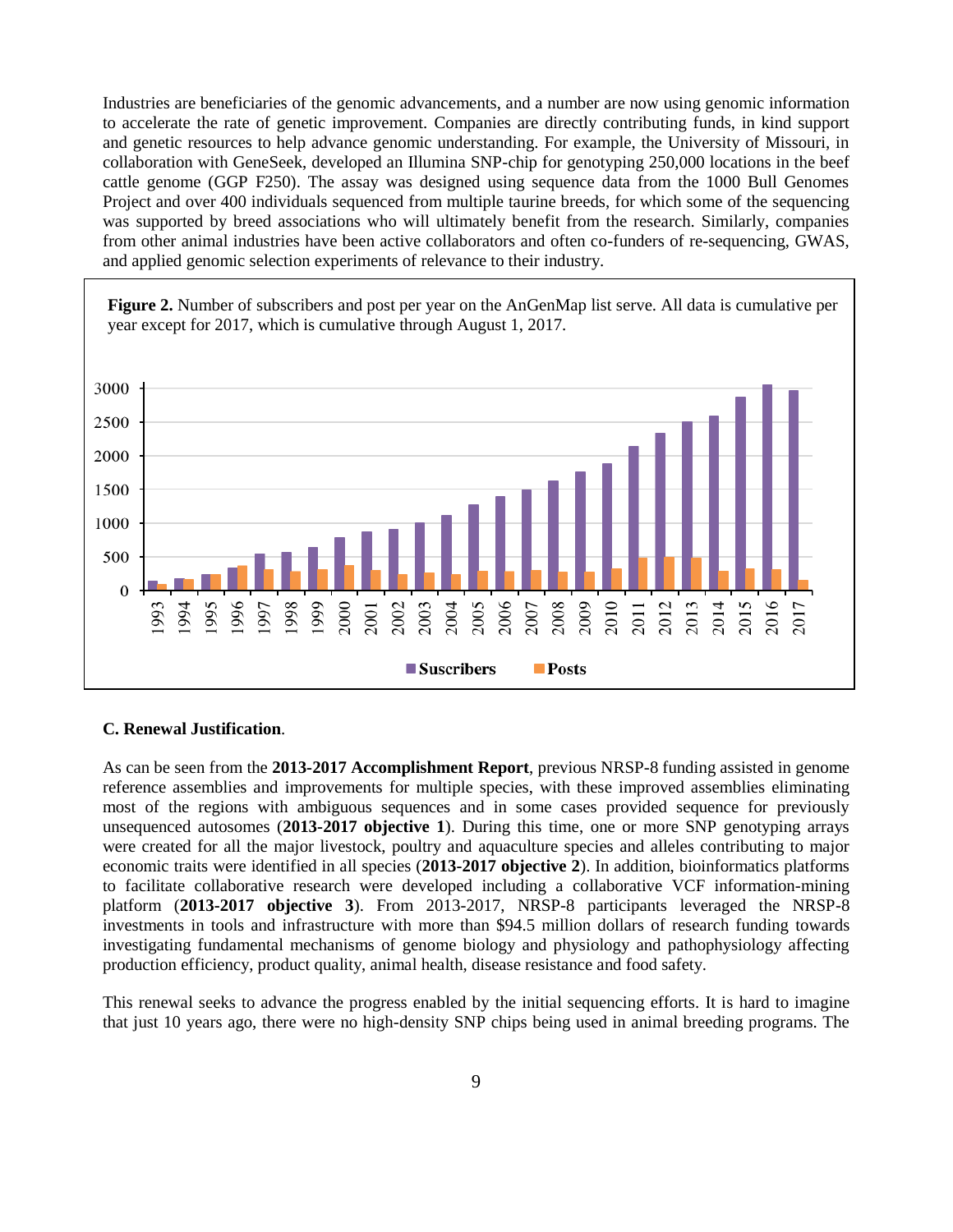Industries are beneficiaries of the genomic advancements, and a number are now using genomic information to accelerate the rate of genetic improvement. Companies are directly contributing funds, in kind support and genetic resources to help advance genomic understanding. For example, the University of Missouri, in collaboration with GeneSeek, developed an Illumina SNP-chip for genotyping 250,000 locations in the beef cattle genome (GGP F250). The assay was designed using sequence data from the 1000 Bull Genomes Project and over 400 individuals sequenced from multiple taurine breeds, for which some of the sequencing was supported by breed associations who will ultimately benefit from the research. Similarly, companies from other animal industries have been active collaborators and often co-funders of re-sequencing, GWAS, and applied genomic selection experiments of relevance to their industry.

**Figure 2.** Number of subscribers and post per year on the AnGenMap list serve. All data is cumulative per year except for 2017, which is cumulative through August 1, 2017.

### C. Renewal Justification.

As can be seen from the **2013-2017 Accomplishment Report**, previous NRSP-8 funding assisted in genome reference assemblies and improvements for multiple species, with these improved assemblies eliminating most of the regions with ambiguous sequences and in some cases provided sequence for previously unsequenced autosomes (**2013-2017 objective 1**). During this time, one or more SNP genotyping arrays were created for all the major livestock, poultry and aquaculture species and alleles contributing to major economic traits were identified in all species (**2013-2017 objective 2**). In addition, bioinformatics platforms to facilitate collaborative research were developed including a collaborative VCF information-mining platform (**2013-2017 objective 3**). From 2013-2017, NRSP-8 participants leveraged the NRSP-8 investments in tools and infrastructure with more than $94.5 million dollars of research funding towards investigating fundamental mechanisms of genome biology and physiology and pathophysiology affecting production efficiency, product quality, animal health, disease resistance and food safety.

This renewal seeks to advance the progress enabled by the initial sequencing efforts. It is hard to imagine that just 10 years ago, there were no high-density SNP chips being used in animal breeding programs. The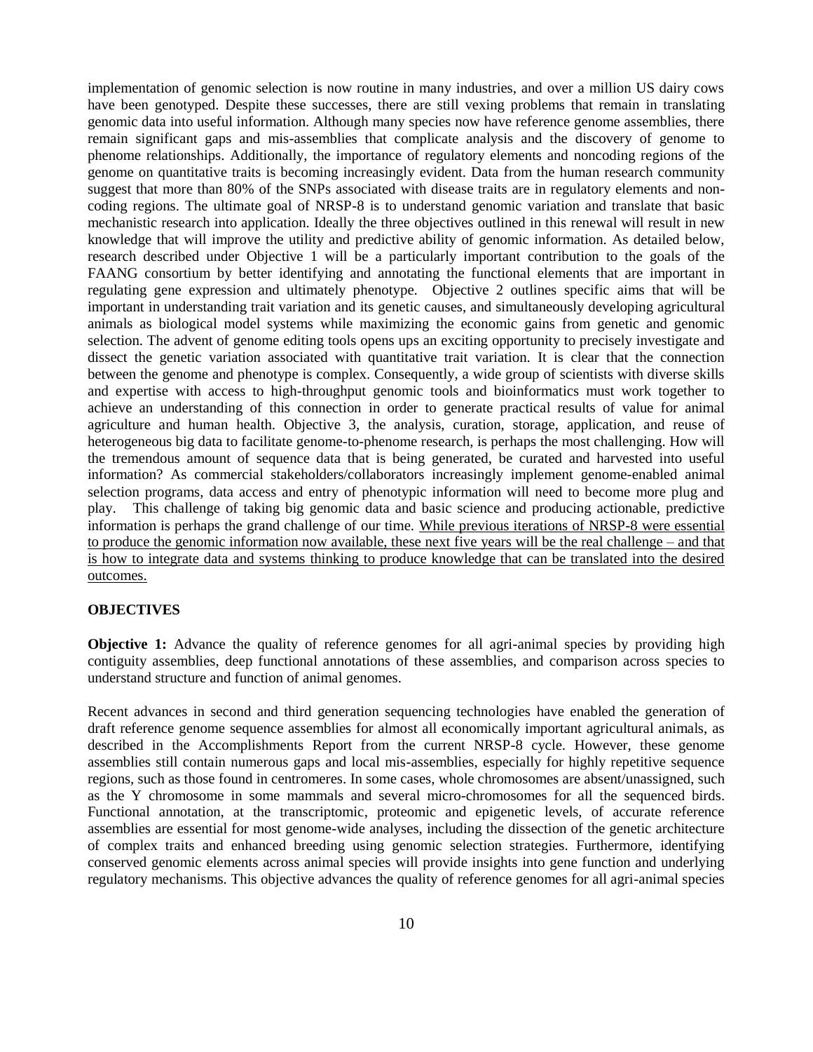implementation of genomic selection is now routine in many industries, and over a million US dairy cows have been genotyped. Despite these successes, there are still vexing problems that remain in translating genomic data into useful information. Although many species now have reference genome assemblies, there remain significant gaps and mis-assemblies that complicate analysis and the discovery of genome to phenome relationships. Additionally, the importance of regulatory elements and noncoding regions of the genome on quantitative traits is becoming increasingly evident. Data from the human research community suggest that more than 80% of the SNPs associated with disease traits are in regulatory elements and non-coding regions. The ultimate goal of NRSP-8 is to understand genomic variation and translate that basic mechanistic research into application. Ideally the three objectives outlined in this renewal will result in new knowledge that will improve the utility and predictive ability of genomic information. As detailed below, research described under Objective 1 will be a particularly important contribution to the goals of the FAANG consortium by better identifying and annotating the functional elements that are important in regulating gene expression and ultimately phenotype. Objective 2 outlines specific aims that will be important in understanding trait variation and its genetic causes, and simultaneously developing agricultural animals as biological model systems while maximizing the economic gains from genetic and genomic selection. The advent of genome editing tools opens ups an exciting opportunity to precisely investigate and dissect the genetic variation associated with quantitative trait variation. It is clear that the connection between the genome and phenotype is complex. Consequently, a wide group of scientists with diverse skills and expertise with access to high-throughput genomic tools and bioinformatics must work together to achieve an understanding of this connection in order to generate practical results of value for animal agriculture and human health. Objective 3, the analysis, curation, storage, application, and reuse of heterogeneous big data to facilitate genome-to-phenome research, is perhaps the most challenging. How will the tremendous amount of sequence data that is being generated, be curated and harvested into useful information? As commercial stakeholders/collaborators increasingly implement genome-enabled animal selection programs, data access and entry of phenotypic information will need to become more plug and play. This challenge of taking big genomic data and basic science and producing actionable, predictive information is perhaps the grand challenge of our time. <u>While previous iterations of NRSP-8 were essential to produce the genomic information now available, these next five years will be the real challenge – and that is how to integrate data and systems thinking to produce knowledge that can be translated into the desired outcomes.</u>

**OBJECTIVES**

**Objective 1:** Advance the quality of reference genomes for all agri-animal species by providing high contiguity assemblies, deep functional annotations of these assemblies, and comparison across species to understand structure and function of animal genomes.

Recent advances in second and third generation sequencing technologies have enabled the generation of draft reference genome sequence assemblies for almost all economically important agricultural animals, as described in the Accomplishments Report from the current NRSP-8 cycle. However, these genome assemblies still contain numerous gaps and local mis-assemblies, especially for highly repetitive sequence regions, such as those found in centromeres. In some cases, whole chromosomes are absent/unassigned, such as the Y chromosome in some mammals and several micro-chromosomes for all the sequenced birds. Functional annotation, at the transcriptomic, proteomic and epigenetic levels, of accurate reference assemblies are essential for most genome-wide analyses, including the dissection of the genetic architecture of complex traits and enhanced breeding using genomic selection strategies. Furthermore, identifying conserved genomic elements across animal species will provide insights into gene function and underlying regulatory mechanisms. This objective advances the quality of reference genomes for all agri-animal species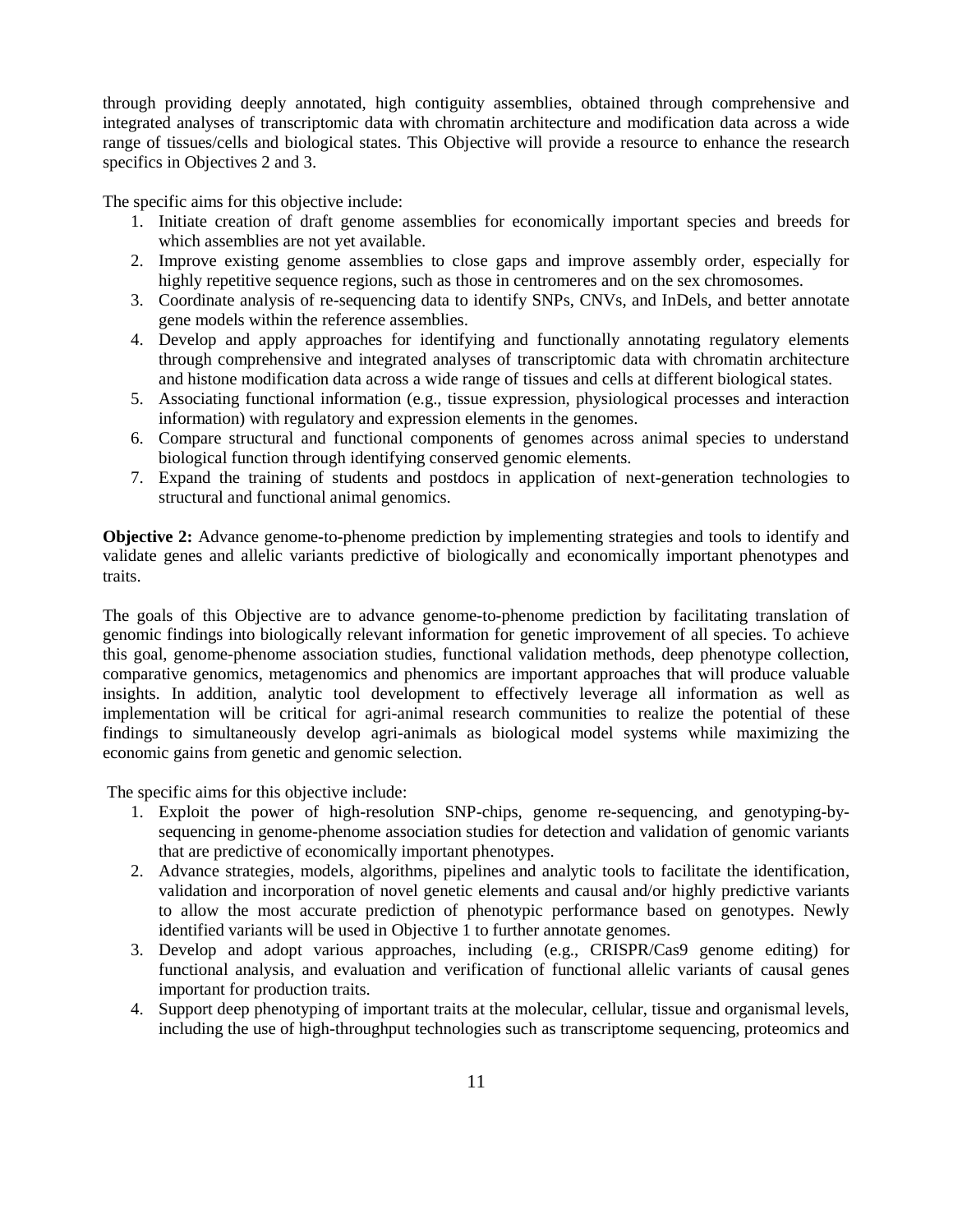through providing deeply annotated, high contiguity assemblies, obtained through comprehensive and integrated analyses of transcriptomic data with chromatin architecture and modification data across a wide range of tissues/cells and biological states. This Objective will provide a resource to enhance the research specifics in Objectives 2 and 3.

The specific aims for this objective include:

1. Initiate creation of draft genome assemblies for economically important species and breeds for which assemblies are not yet available.
2. Improve existing genome assemblies to close gaps and improve assembly order, especially for highly repetitive sequence regions, such as those in centromeres and on the sex chromosomes.
3. Coordinate analysis of re-sequencing data to identify SNPs, CNVs, and InDels, and better annotate gene models within the reference assemblies.
4. Develop and apply approaches for identifying and functionally annotating regulatory elements through comprehensive and integrated analyses of transcriptomic data with chromatin architecture and histone modification data across a wide range of tissues and cells at different biological states.
5. Associating functional information (e.g., tissue expression, physiological processes and interaction information) with regulatory and expression elements in the genomes.
6. Compare structural and functional components of genomes across animal species to understand biological function through identifying conserved genomic elements.
7. Expand the training of students and postdocs in application of next-generation technologies to structural and functional animal genomics.

**Objective 2:** Advance genome-to-phenome prediction by implementing strategies and tools to identify and validate genes and allelic variants predictive of biologically and economically important phenotypes and traits.

The goals of this Objective are to advance genome-to-phenome prediction by facilitating translation of genomic findings into biologically relevant information for genetic improvement of all species. To achieve this goal, genome-phenome association studies, functional validation methods, deep phenotype collection, comparative genomics, metagenomics and phenomics are important approaches that will produce valuable insights. In addition, analytic tool development to effectively leverage all information as well as implementation will be critical for agri-animal research communities to realize the potential of these findings to simultaneously develop agri-animals as biological model systems while maximizing the economic gains from genetic and genomic selection.

The specific aims for this objective include:

1. Exploit the power of high-resolution SNP-chips, genome re-sequencing, and genotyping-by-sequencing in genome-phenome association studies for detection and validation of genomic variants that are predictive of economically important phenotypes.
2. Advance strategies, models, algorithms, pipelines and analytic tools to facilitate the identification, validation and incorporation of novel genetic elements and causal and/or highly predictive variants to allow the most accurate prediction of phenotypic performance based on genotypes. Newly identified variants will be used in Objective 1 to further annotate genomes.
3. Develop and adopt various approaches, including (e.g., CRISPR/Cas9 genome editing) for functional analysis, and evaluation and verification of functional allelic variants of causal genes important for production traits.
4. Support deep phenotyping of important traits at the molecular, cellular, tissue and organismal levels, including the use of high-throughput technologies such as transcriptome sequencing, proteomics and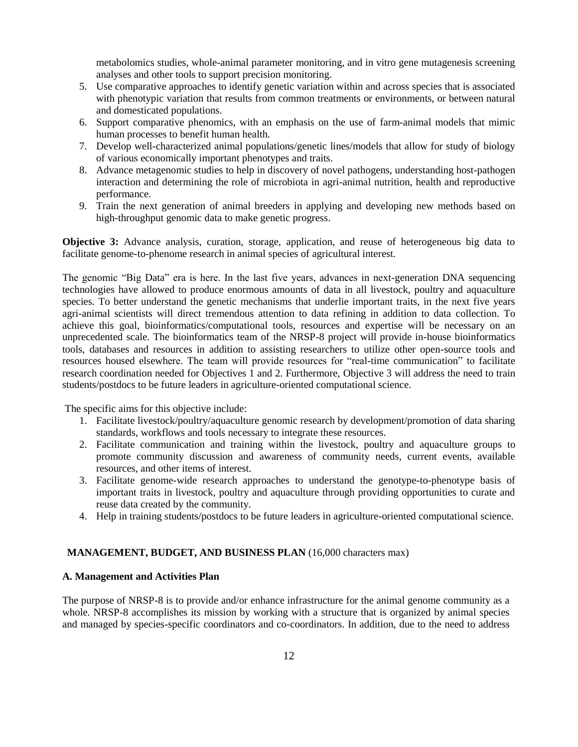metabolomics studies, whole-animal parameter monitoring, and in vitro gene mutagenesis screening analyses and other tools to support precision monitoring.

5. Use comparative approaches to identify genetic variation within and across species that is associated with phenotypic variation that results from common treatments or environments, or between natural and domesticated populations.
6. Support comparative phenomics, with an emphasis on the use of farm-animal models that mimic human processes to benefit human health.
7. Develop well-characterized animal populations/genetic lines/models that allow for study of biology of various economically important phenotypes and traits.
8. Advance metagenomic studies to help in discovery of novel pathogens, understanding host-pathogen interaction and determining the role of microbiota in agri-animal nutrition, health and reproductive performance.
9. Train the next generation of animal breeders in applying and developing new methods based on high-throughput genomic data to make genetic progress.

**Objective 3:** Advance analysis, curation, storage, application, and reuse of heterogeneous big data to facilitate genome-to-phenome research in animal species of agricultural interest.

The genomic "Big Data" era is here. In the last five years, advances in next-generation DNA sequencing technologies have allowed to produce enormous amounts of data in all livestock, poultry and aquaculture species. To better understand the genetic mechanisms that underlie important traits, in the next five years agri-animal scientists will direct tremendous attention to data refining in addition to data collection. To achieve this goal, bioinformatics/computational tools, resources and expertise will be necessary on an unprecedented scale. The bioinformatics team of the NRSP-8 project will provide in-house bioinformatics tools, databases and resources in addition to assisting researchers to utilize other open-source tools and resources housed elsewhere. The team will provide resources for "real-time communication" to facilitate research coordination needed for Objectives 1 and 2. Furthermore, Objective 3 will address the need to train students/postdocs to be future leaders in agriculture-oriented computational science.

The specific aims for this objective include:

1. Facilitate livestock/poultry/aquaculture genomic research by development/promotion of data sharing standards, workflows and tools necessary to integrate these resources.
2. Facilitate communication and training within the livestock, poultry and aquaculture groups to promote community discussion and awareness of community needs, current events, available resources, and other items of interest.
3. Facilitate genome-wide research approaches to understand the genotype-to-phenotype basis of important traits in livestock, poultry and aquaculture through providing opportunities to curate and reuse data created by the community.
4. Help in training students/postdocs to be future leaders in agriculture-oriented computational science.

## MANAGEMENT, BUDGET, AND BUSINESS PLAN (16,000 characters max)

### A. Management and Activities Plan

The purpose of NRSP-8 is to provide and/or enhance infrastructure for the animal genome community as a whole. NRSP-8 accomplishes its mission by working with a structure that is organized by animal species and managed by species-specific coordinators and co-coordinators. In addition, due to the need to address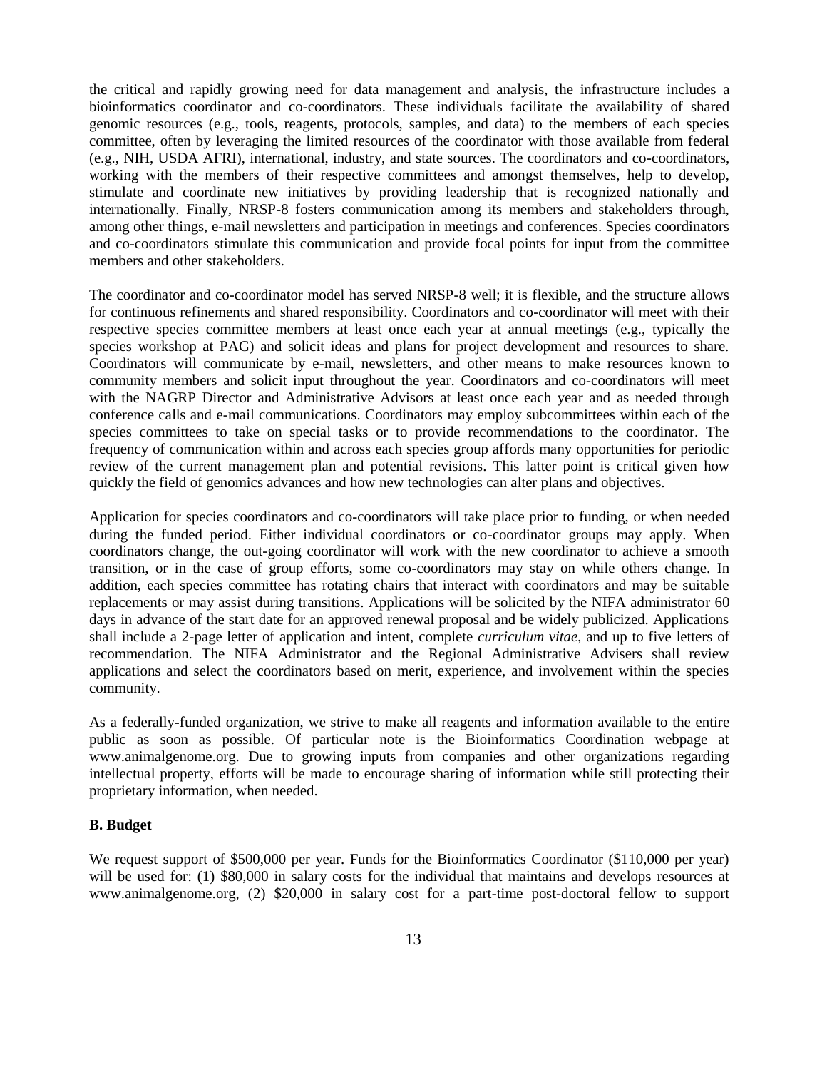the critical and rapidly growing need for data management and analysis, the infrastructure includes a bioinformatics coordinator and co-coordinators. These individuals facilitate the availability of shared genomic resources (e.g., tools, reagents, protocols, samples, and data) to the members of each species committee, often by leveraging the limited resources of the coordinator with those available from federal (e.g., NIH, USDA AFRI), international, industry, and state sources. The coordinators and co-coordinators, working with the members of their respective committees and amongst themselves, help to develop, stimulate and coordinate new initiatives by providing leadership that is recognized nationally and internationally. Finally, NRSP-8 fosters communication among its members and stakeholders through, among other things, e-mail newsletters and participation in meetings and conferences. Species coordinators and co-coordinators stimulate this communication and provide focal points for input from the committee members and other stakeholders.

The coordinator and co-coordinator model has served NRSP-8 well; it is flexible, and the structure allows for continuous refinements and shared responsibility. Coordinators and co-coordinator will meet with their respective species committee members at least once each year at annual meetings (e.g., typically the species workshop at PAG) and solicit ideas and plans for project development and resources to share. Coordinators will communicate by e-mail, newsletters, and other means to make resources known to community members and solicit input throughout the year. Coordinators and co-coordinators will meet with the NAGRP Director and Administrative Advisors at least once each year and as needed through conference calls and e-mail communications. Coordinators may employ subcommittees within each of the species committees to take on special tasks or to provide recommendations to the coordinator. The frequency of communication within and across each species group affords many opportunities for periodic review of the current management plan and potential revisions. This latter point is critical given how quickly the field of genomics advances and how new technologies can alter plans and objectives.

Application for species coordinators and co-coordinators will take place prior to funding, or when needed during the funded period. Either individual coordinators or co-coordinator groups may apply. When coordinators change, the out-going coordinator will work with the new coordinator to achieve a smooth transition, or in the case of group efforts, some co-coordinators may stay on while others change. In addition, each species committee has rotating chairs that interact with coordinators and may be suitable replacements or may assist during transitions. Applications will be solicited by the NIFA administrator 60 days in advance of the start date for an approved renewal proposal and be widely publicized. Applications shall include a 2-page letter of application and intent, complete *curriculum vitae*, and up to five letters of recommendation. The NIFA Administrator and the Regional Administrative Advisers shall review applications and select the coordinators based on merit, experience, and involvement within the species community.

As a federally-funded organization, we strive to make all reagents and information available to the entire public as soon as possible. Of particular note is the Bioinformatics Coordination webpage at www.animalgenome.org. Due to growing inputs from companies and other organizations regarding intellectual property, efforts will be made to encourage sharing of information while still protecting their proprietary information, when needed.

**B. Budget**

We request support of $500,000 per year. Funds for the Bioinformatics Coordinator ($110,000 per year) will be used for: (1) $80,000 in salary costs for the individual that maintains and develops resources at www.animalgenome.org, (2) $20,000 in salary cost for a part-time post-doctoral fellow to support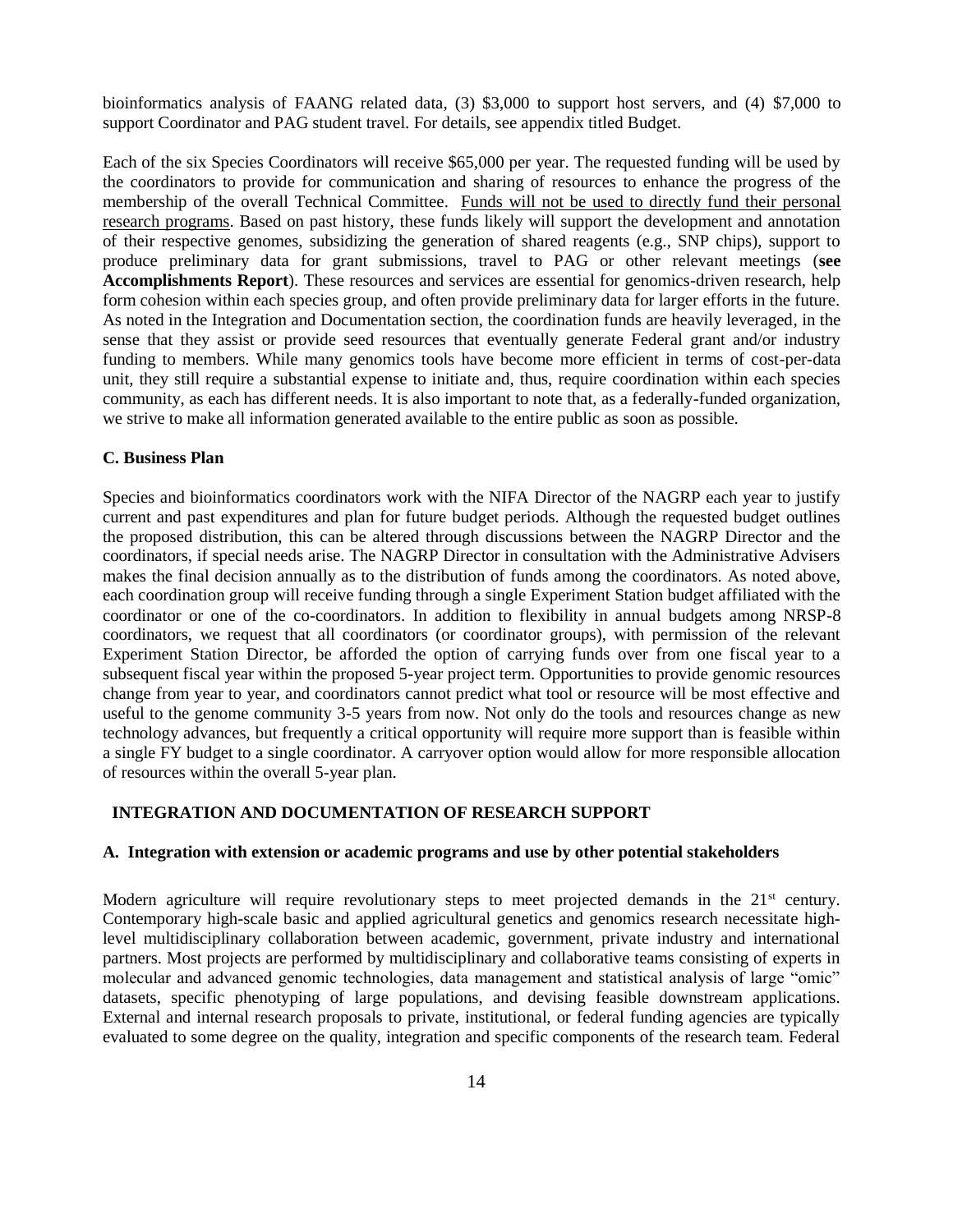bioinformatics analysis of FAANG related data, (3) $3,000 to support host servers, and (4) $7,000 to support Coordinator and PAG student travel. For details, see appendix titled Budget.

Each of the six Species Coordinators will receive $65,000 per year. The requested funding will be used by the coordinators to provide for communication and sharing of resources to enhance the progress of the membership of the overall Technical Committee. Funds will not be used to directly fund their personal research programs. Based on past history, these funds likely will support the development and annotation of their respective genomes, subsidizing the generation of shared reagents (e.g., SNP chips), support to produce preliminary data for grant submissions, travel to PAG or other relevant meetings (**see Accomplishments Report**). These resources and services are essential for genomics-driven research, help form cohesion within each species group, and often provide preliminary data for larger efforts in the future. As noted in the Integration and Documentation section, the coordination funds are heavily leveraged, in the sense that they assist or provide seed resources that eventually generate Federal grant and/or industry funding to members. While many genomics tools have become more efficient in terms of cost-per-data unit, they still require a substantial expense to initiate and, thus, require coordination within each species community, as each has different needs. It is also important to note that, as a federally-funded organization, we strive to make all information generated available to the entire public as soon as possible.

### C. Business Plan

Species and bioinformatics coordinators work with the NIFA Director of the NAGRP each year to justify current and past expenditures and plan for future budget periods. Although the requested budget outlines the proposed distribution, this can be altered through discussions between the NAGRP Director and the coordinators, if special needs arise. The NAGRP Director in consultation with the Administrative Advisers makes the final decision annually as to the distribution of funds among the coordinators. As noted above, each coordination group will receive funding through a single Experiment Station budget affiliated with the coordinator or one of the co-coordinators. In addition to flexibility in annual budgets among NRSP-8 coordinators, we request that all coordinators (or coordinator groups), with permission of the relevant Experiment Station Director, be afforded the option of carrying funds over from one fiscal year to a subsequent fiscal year within the proposed 5-year project term. Opportunities to provide genomic resources change from year to year, and coordinators cannot predict what tool or resource will be most effective and useful to the genome community 3-5 years from now. Not only do the tools and resources change as new technology advances, but frequently a critical opportunity will require more support than is feasible within a single FY budget to a single coordinator. A carryover option would allow for more responsible allocation of resources within the overall 5-year plan.

## INTEGRATION AND DOCUMENTATION OF RESEARCH SUPPORT

### A. Integration with extension or academic programs and use by other potential stakeholders

Modern agriculture will require revolutionary steps to meet projected demands in the 21st century. Contemporary high-scale basic and applied agricultural genetics and genomics research necessitate high-level multidisciplinary collaboration between academic, government, private industry and international partners. Most projects are performed by multidisciplinary and collaborative teams consisting of experts in molecular and advanced genomic technologies, data management and statistical analysis of large "omic" datasets, specific phenotyping of large populations, and devising feasible downstream applications. External and internal research proposals to private, institutional, or federal funding agencies are typically evaluated to some degree on the quality, integration and specific components of the research team. Federal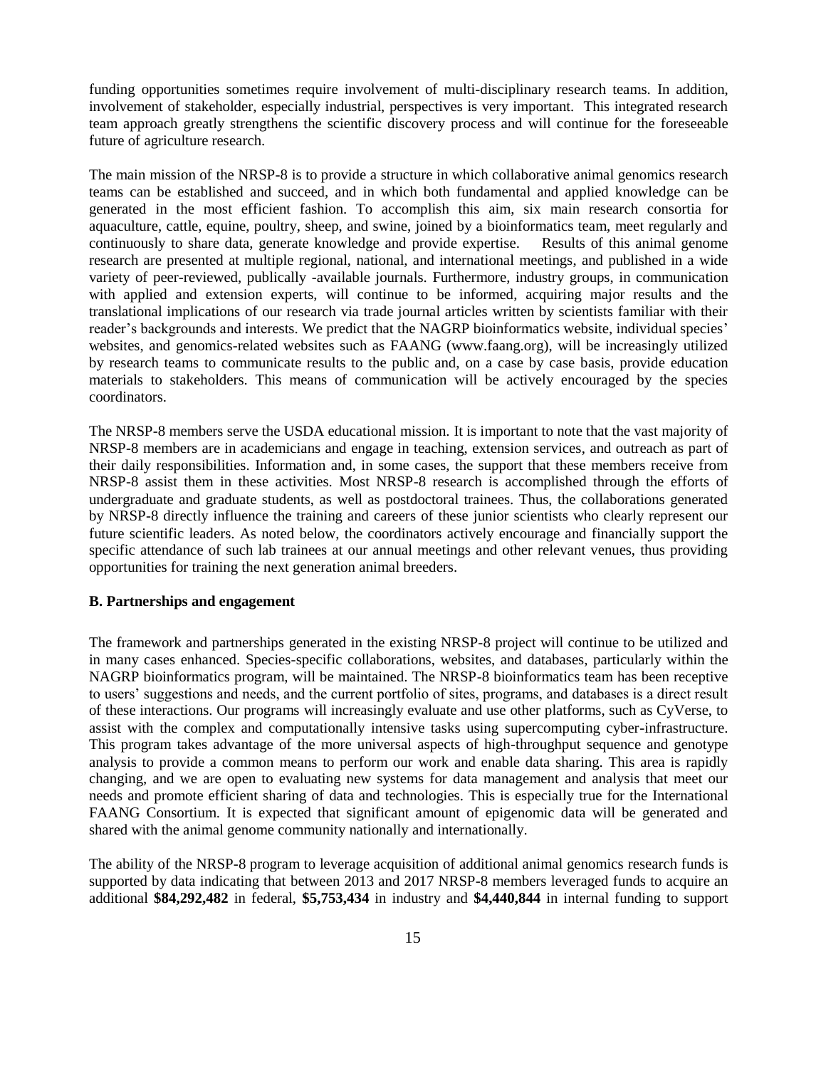funding opportunities sometimes require involvement of multi-disciplinary research teams. In addition, involvement of stakeholder, especially industrial, perspectives is very important. This integrated research team approach greatly strengthens the scientific discovery process and will continue for the foreseeable future of agriculture research.

The main mission of the NRSP-8 is to provide a structure in which collaborative animal genomics research teams can be established and succeed, and in which both fundamental and applied knowledge can be generated in the most efficient fashion. To accomplish this aim, six main research consortia for aquaculture, cattle, equine, poultry, sheep, and swine, joined by a bioinformatics team, meet regularly and continuously to share data, generate knowledge and provide expertise. Results of this animal genome research are presented at multiple regional, national, and international meetings, and published in a wide variety of peer-reviewed, publically -available journals. Furthermore, industry groups, in communication with applied and extension experts, will continue to be informed, acquiring major results and the translational implications of our research via trade journal articles written by scientists familiar with their reader's backgrounds and interests. We predict that the NAGRP bioinformatics website, individual species' websites, and genomics-related websites such as FAANG (www.faang.org), will be increasingly utilized by research teams to communicate results to the public and, on a case by case basis, provide education materials to stakeholders. This means of communication will be actively encouraged by the species coordinators.

The NRSP-8 members serve the USDA educational mission. It is important to note that the vast majority of NRSP-8 members are in academicians and engage in teaching, extension services, and outreach as part of their daily responsibilities. Information and, in some cases, the support that these members receive from NRSP-8 assist them in these activities. Most NRSP-8 research is accomplished through the efforts of undergraduate and graduate students, as well as postdoctoral trainees. Thus, the collaborations generated by NRSP-8 directly influence the training and careers of these junior scientists who clearly represent our future scientific leaders. As noted below, the coordinators actively encourage and financially support the specific attendance of such lab trainees at our annual meetings and other relevant venues, thus providing opportunities for training the next generation animal breeders.

**B. Partnerships and engagement**

The framework and partnerships generated in the existing NRSP-8 project will continue to be utilized and in many cases enhanced. Species-specific collaborations, websites, and databases, particularly within the NAGRP bioinformatics program, will be maintained. The NRSP-8 bioinformatics team has been receptive to users' suggestions and needs, and the current portfolio of sites, programs, and databases is a direct result of these interactions. Our programs will increasingly evaluate and use other platforms, such as CyVerse, to assist with the complex and computationally intensive tasks using supercomputing cyber-infrastructure. This program takes advantage of the more universal aspects of high-throughput sequence and genotype analysis to provide a common means to perform our work and enable data sharing. This area is rapidly changing, and we are open to evaluating new systems for data management and analysis that meet our needs and promote efficient sharing of data and technologies. This is especially true for the International FAANG Consortium. It is expected that significant amount of epigenomic data will be generated and shared with the animal genome community nationally and internationally.

The ability of the NRSP-8 program to leverage acquisition of additional animal genomics research funds is supported by data indicating that between 2013 and 2017 NRSP-8 members leveraged funds to acquire an additional **$84,292,482** in federal, **$5,753,434** in industry and **$4,440,844** in internal funding to support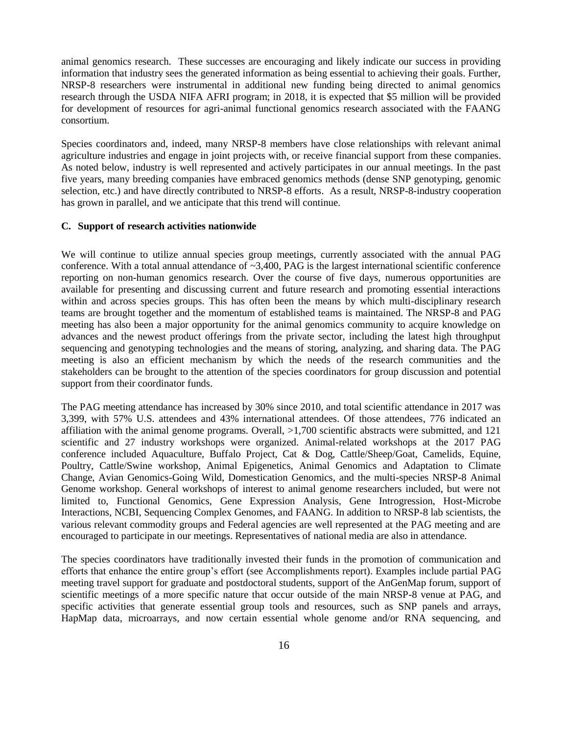animal genomics research. These successes are encouraging and likely indicate our success in providing information that industry sees the generated information as being essential to achieving their goals. Further, NRSP-8 researchers were instrumental in additional new funding being directed to animal genomics research through the USDA NIFA AFRI program; in 2018, it is expected that $5 million will be provided for development of resources for agri-animal functional genomics research associated with the FAANG consortium.

Species coordinators and, indeed, many NRSP-8 members have close relationships with relevant animal agriculture industries and engage in joint projects with, or receive financial support from these companies. As noted below, industry is well represented and actively participates in our annual meetings. In the past five years, many breeding companies have embraced genomics methods (dense SNP genotyping, genomic selection, etc.) and have directly contributed to NRSP-8 efforts. As a result, NRSP-8-industry cooperation has grown in parallel, and we anticipate that this trend will continue.

**C. Support of research activities nationwide**

We will continue to utilize annual species group meetings, currently associated with the annual PAG conference. With a total annual attendance of ~3,400, PAG is the largest international scientific conference reporting on non-human genomics research. Over the course of five days, numerous opportunities are available for presenting and discussing current and future research and promoting essential interactions within and across species groups. This has often been the means by which multi-disciplinary research teams are brought together and the momentum of established teams is maintained. The NRSP-8 and PAG meeting has also been a major opportunity for the animal genomics community to acquire knowledge on advances and the newest product offerings from the private sector, including the latest high throughput sequencing and genotyping technologies and the means of storing, analyzing, and sharing data. The PAG meeting is also an efficient mechanism by which the needs of the research communities and the stakeholders can be brought to the attention of the species coordinators for group discussion and potential support from their coordinator funds.

The PAG meeting attendance has increased by 30% since 2010, and total scientific attendance in 2017 was 3,399, with 57% U.S. attendees and 43% international attendees. Of those attendees, 776 indicated an affiliation with the animal genome programs. Overall, >1,700 scientific abstracts were submitted, and 121 scientific and 27 industry workshops were organized. Animal-related workshops at the 2017 PAG conference included Aquaculture, Buffalo Project, Cat & Dog, Cattle/Sheep/Goat, Camelids, Equine, Poultry, Cattle/Swine workshop, Animal Epigenetics, Animal Genomics and Adaptation to Climate Change, Avian Genomics-Going Wild, Domestication Genomics, and the multi-species NRSP-8 Animal Genome workshop. General workshops of interest to animal genome researchers included, but were not limited to, Functional Genomics, Gene Expression Analysis, Gene Introgression, Host-Microbe Interactions, NCBI, Sequencing Complex Genomes, and FAANG. In addition to NRSP-8 lab scientists, the various relevant commodity groups and Federal agencies are well represented at the PAG meeting and are encouraged to participate in our meetings. Representatives of national media are also in attendance.

The species coordinators have traditionally invested their funds in the promotion of communication and efforts that enhance the entire group's effort (see Accomplishments report). Examples include partial PAG meeting travel support for graduate and postdoctoral students, support of the AnGenMap forum, support of scientific meetings of a more specific nature that occur outside of the main NRSP-8 venue at PAG, and specific activities that generate essential group tools and resources, such as SNP panels and arrays, HapMap data, microarrays, and now certain essential whole genome and/or RNA sequencing, and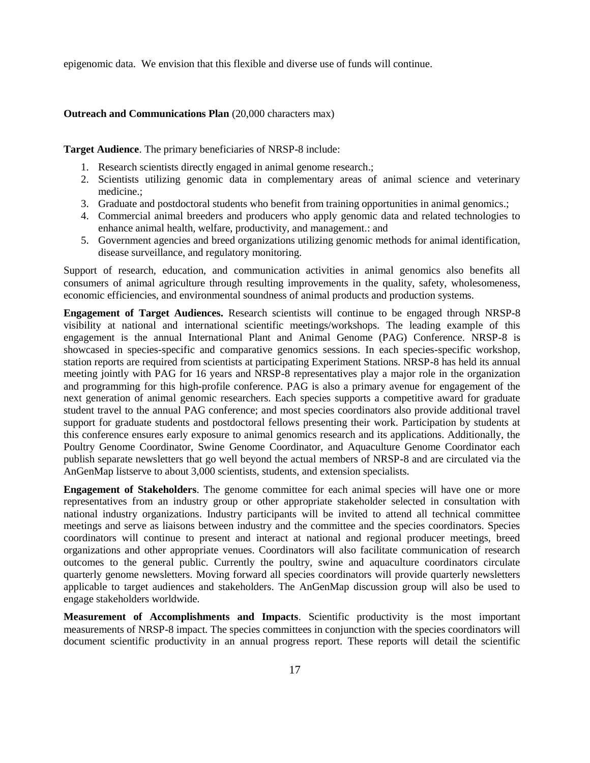epigenomic data. We envision that this flexible and diverse use of funds will continue.

**Outreach and Communications Plan** (20,000 characters max)

**Target Audience**. The primary beneficiaries of NRSP-8 include:

1. Research scientists directly engaged in animal genome research.;
2. Scientists utilizing genomic data in complementary areas of animal science and veterinary medicine.;
3. Graduate and postdoctoral students who benefit from training opportunities in animal genomics.;
4. Commercial animal breeders and producers who apply genomic data and related technologies to enhance animal health, welfare, productivity, and management.: and
5. Government agencies and breed organizations utilizing genomic methods for animal identification, disease surveillance, and regulatory monitoring.

Support of research, education, and communication activities in animal genomics also benefits all consumers of animal agriculture through resulting improvements in the quality, safety, wholesomeness, economic efficiencies, and environmental soundness of animal products and production systems.

**Engagement of Target Audiences.** Research scientists will continue to be engaged through NRSP-8 visibility at national and international scientific meetings/workshops. The leading example of this engagement is the annual International Plant and Animal Genome (PAG) Conference. NRSP-8 is showcased in species-specific and comparative genomics sessions. In each species-specific workshop, station reports are required from scientists at participating Experiment Stations. NRSP-8 has held its annual meeting jointly with PAG for 16 years and NRSP-8 representatives play a major role in the organization and programming for this high-profile conference. PAG is also a primary avenue for engagement of the next generation of animal genomic researchers. Each species supports a competitive award for graduate student travel to the annual PAG conference; and most species coordinators also provide additional travel support for graduate students and postdoctoral fellows presenting their work. Participation by students at this conference ensures early exposure to animal genomics research and its applications. Additionally, the Poultry Genome Coordinator, Swine Genome Coordinator, and Aquaculture Genome Coordinator each publish separate newsletters that go well beyond the actual members of NRSP-8 and are circulated via the AnGenMap listserve to about 3,000 scientists, students, and extension specialists.

**Engagement of Stakeholders**. The genome committee for each animal species will have one or more representatives from an industry group or other appropriate stakeholder selected in consultation with national industry organizations. Industry participants will be invited to attend all technical committee meetings and serve as liaisons between industry and the committee and the species coordinators. Species coordinators will continue to present and interact at national and regional producer meetings, breed organizations and other appropriate venues. Coordinators will also facilitate communication of research outcomes to the general public. Currently the poultry, swine and aquaculture coordinators circulate quarterly genome newsletters. Moving forward all species coordinators will provide quarterly newsletters applicable to target audiences and stakeholders. The AnGenMap discussion group will also be used to engage stakeholders worldwide.

**Measurement of Accomplishments and Impacts**. Scientific productivity is the most important measurements of NRSP-8 impact. The species committees in conjunction with the species coordinators will document scientific productivity in an annual progress report. These reports will detail the scientific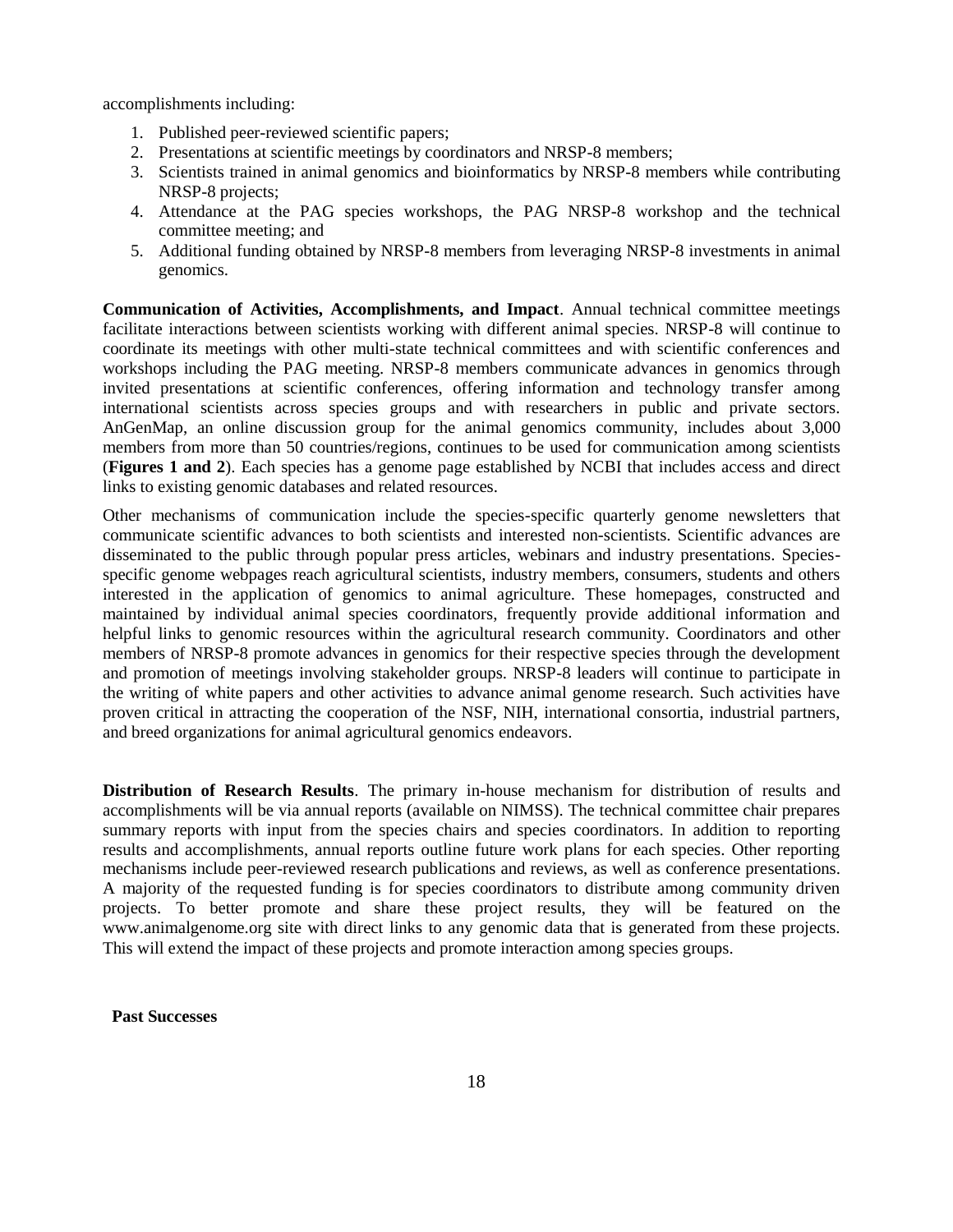accomplishments including:

1. Published peer-reviewed scientific papers;
2. Presentations at scientific meetings by coordinators and NRSP-8 members;
3. Scientists trained in animal genomics and bioinformatics by NRSP-8 members while contributing NRSP-8 projects;
4. Attendance at the PAG species workshops, the PAG NRSP-8 workshop and the technical committee meeting; and
5. Additional funding obtained by NRSP-8 members from leveraging NRSP-8 investments in animal genomics.

**Communication of Activities, Accomplishments, and Impact**. Annual technical committee meetings facilitate interactions between scientists working with different animal species. NRSP-8 will continue to coordinate its meetings with other multi-state technical committees and with scientific conferences and workshops including the PAG meeting. NRSP-8 members communicate advances in genomics through invited presentations at scientific conferences, offering information and technology transfer among international scientists across species groups and with researchers in public and private sectors. AnGenMap, an online discussion group for the animal genomics community, includes about 3,000 members from more than 50 countries/regions, continues to be used for communication among scientists (**Figures 1 and 2**). Each species has a genome page established by NCBI that includes access and direct links to existing genomic databases and related resources.

Other mechanisms of communication include the species-specific quarterly genome newsletters that communicate scientific advances to both scientists and interested non-scientists. Scientific advances are disseminated to the public through popular press articles, webinars and industry presentations. Species-specific genome webpages reach agricultural scientists, industry members, consumers, students and others interested in the application of genomics to animal agriculture. These homepages, constructed and maintained by individual animal species coordinators, frequently provide additional information and helpful links to genomic resources within the agricultural research community. Coordinators and other members of NRSP-8 promote advances in genomics for their respective species through the development and promotion of meetings involving stakeholder groups. NRSP-8 leaders will continue to participate in the writing of white papers and other activities to advance animal genome research. Such activities have proven critical in attracting the cooperation of the NSF, NIH, international consortia, industrial partners, and breed organizations for animal agricultural genomics endeavors.

**Distribution of Research Results**. The primary in-house mechanism for distribution of results and accomplishments will be via annual reports (available on NIMSS). The technical committee chair prepares summary reports with input from the species chairs and species coordinators. In addition to reporting results and accomplishments, annual reports outline future work plans for each species. Other reporting mechanisms include peer-reviewed research publications and reviews, as well as conference presentations. A majority of the requested funding is for species coordinators to distribute among community driven projects. To better promote and share these project results, they will be featured on the www.animalgenome.org site with direct links to any genomic data that is generated from these projects. This will extend the impact of these projects and promote interaction among species groups.

**Past Successes**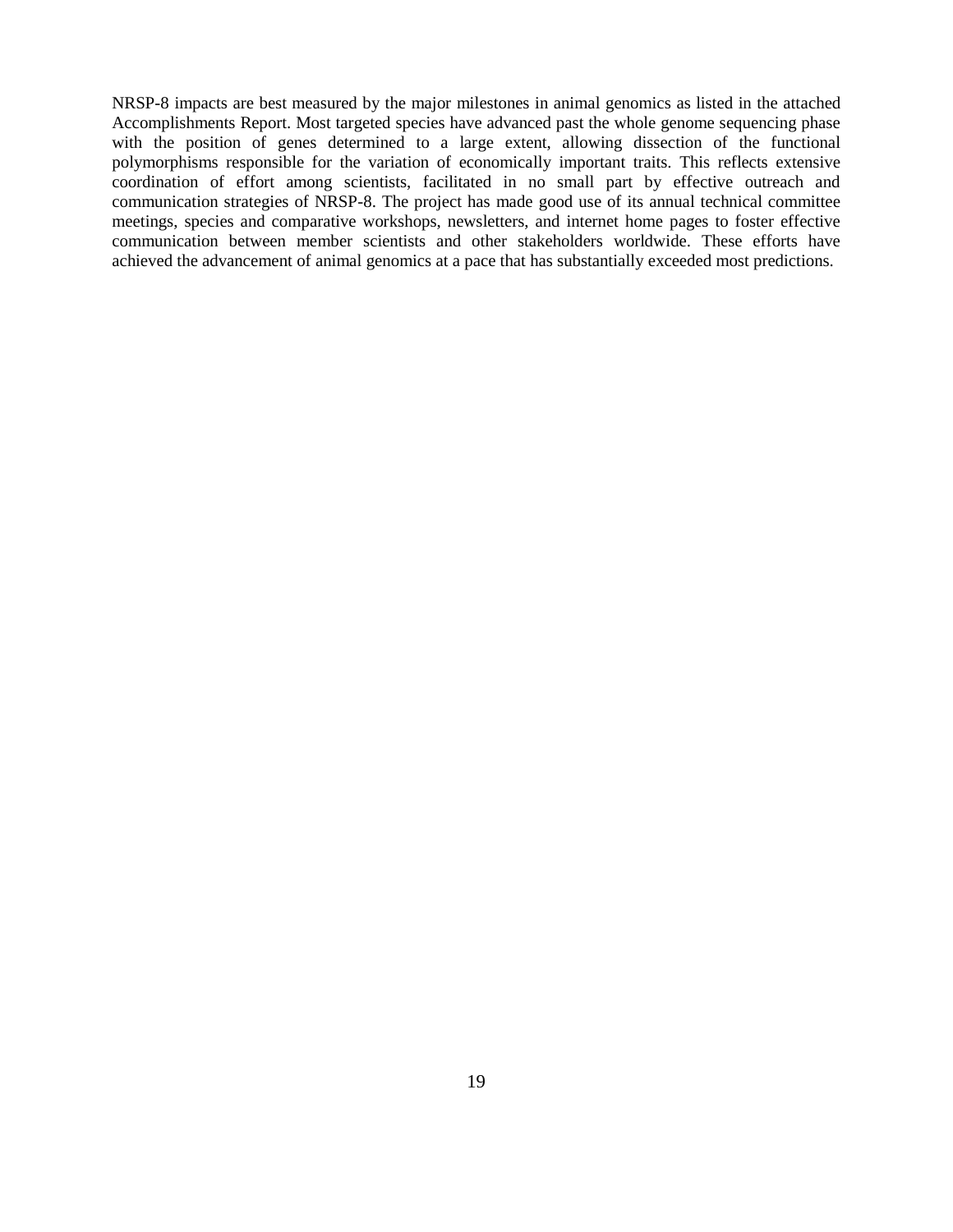NRSP-8 impacts are best measured by the major milestones in animal genomics as listed in the attached Accomplishments Report. Most targeted species have advanced past the whole genome sequencing phase with the position of genes determined to a large extent, allowing dissection of the functional polymorphisms responsible for the variation of economically important traits. This reflects extensive coordination of effort among scientists, facilitated in no small part by effective outreach and communication strategies of NRSP-8. The project has made good use of its annual technical committee meetings, species and comparative workshops, newsletters, and internet home pages to foster effective communication between member scientists and other stakeholders worldwide. These efforts have achieved the advancement of animal genomics at a pace that has substantially exceeded most predictions.